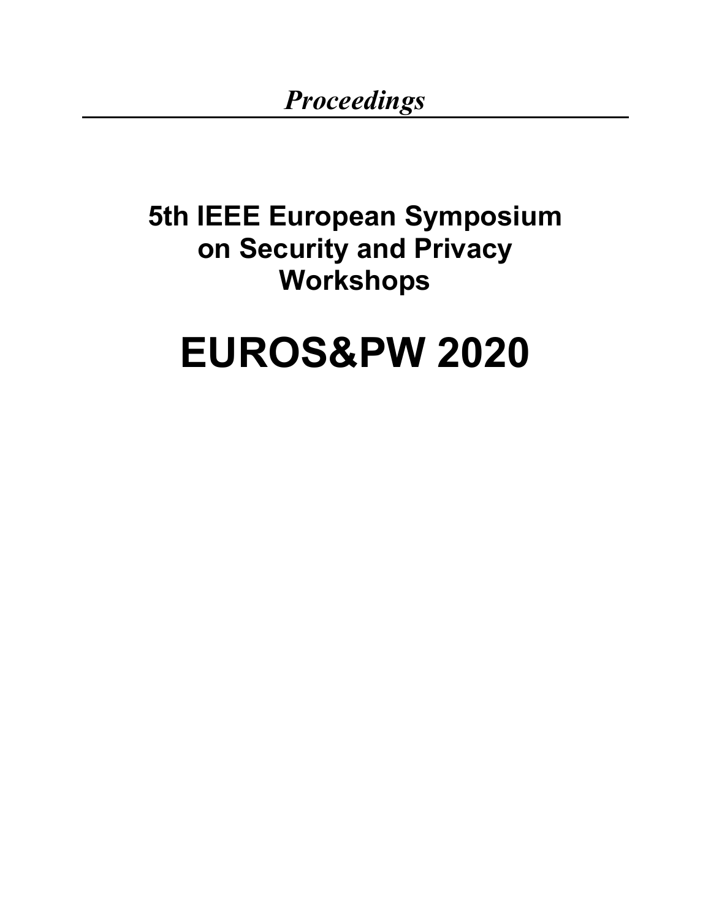*Proceedings*

---

## 5th IEEE European Symposium on Security and Privacy Workshops

# EUROS&PW 2020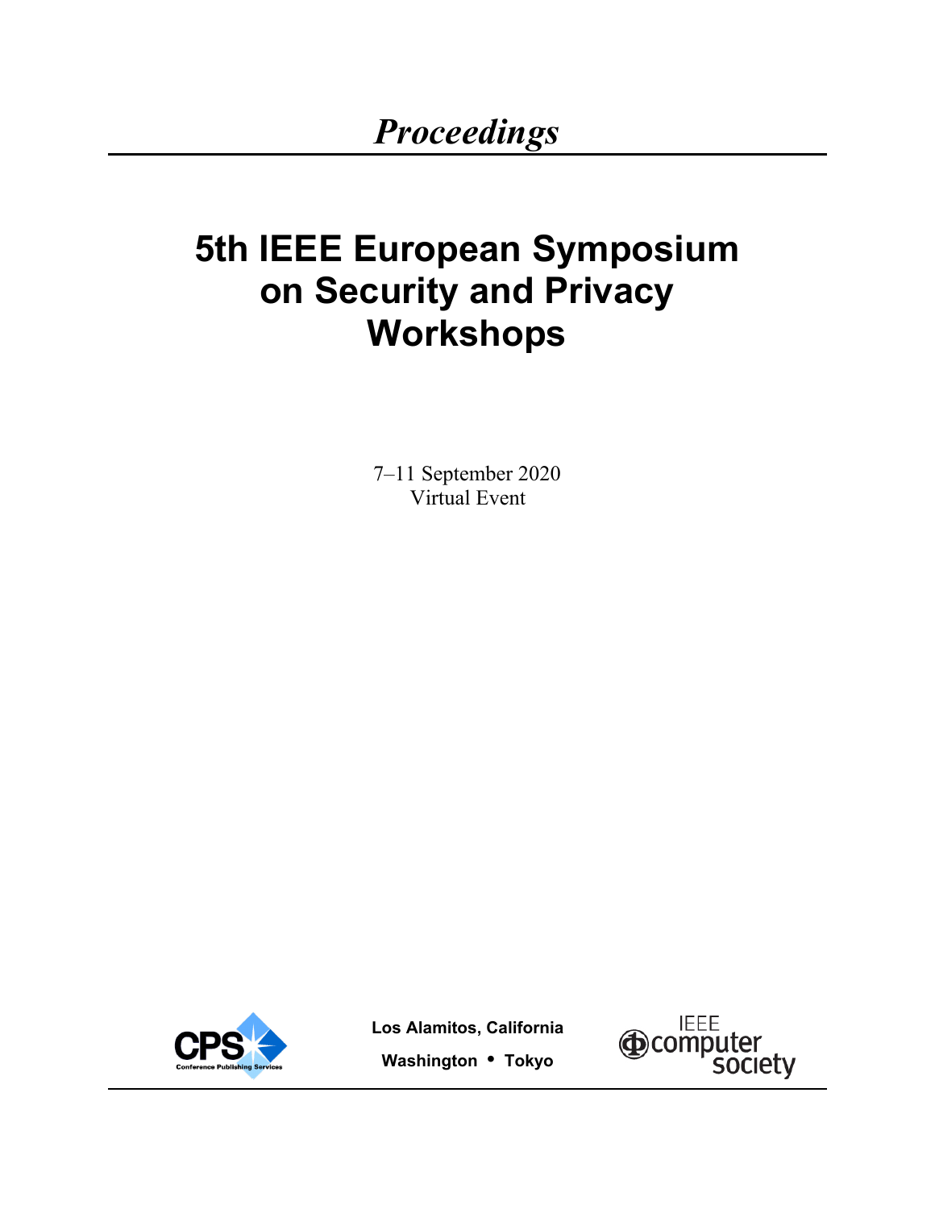# *Proceedings*

# 5th IEEE European Symposium on Security and Privacy Workshops

7–11 September 2020
Virtual Event

**Los Alamitos, California**
**Washington • Tokyo**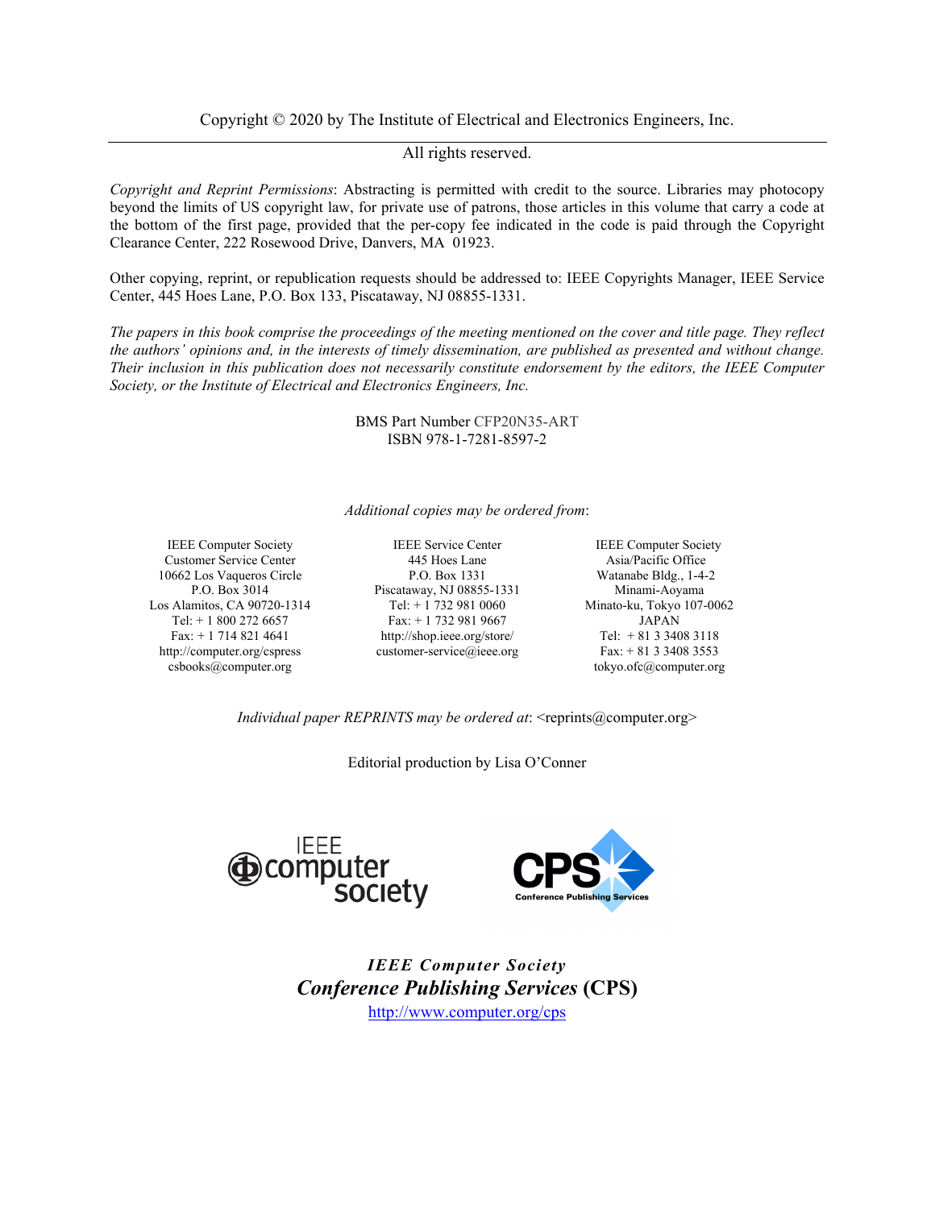Copyright © 2020 by The Institute of Electrical and Electronics Engineers, Inc.

All rights reserved.

*Copyright and Reprint Permissions*: Abstracting is permitted with credit to the source. Libraries may photocopy beyond the limits of US copyright law, for private use of patrons, those articles in this volume that carry a code at the bottom of the first page, provided that the per-copy fee indicated in the code is paid through the Copyright Clearance Center, 222 Rosewood Drive, Danvers, MA 01923.

Other copying, reprint, or republication requests should be addressed to: IEEE Copyrights Manager, IEEE Service Center, 445 Hoes Lane, P.O. Box 133, Piscataway, NJ 08855-1331.

*The papers in this book comprise the proceedings of the meeting mentioned on the cover and title page. They reflect the authors' opinions and, in the interests of timely dissemination, are published as presented and without change. Their inclusion in this publication does not necessarily constitute endorsement by the editors, the IEEE Computer Society, or the Institute of Electrical and Electronics Engineers, Inc.*

BMS Part Number CFP20N35-ART
ISBN 978-1-7281-8597-2

*Additional copies may be ordered from*:

IEEE Computer Society
Customer Service Center
10662 Los Vaqueros Circle
P.O. Box 3014
Los Alamitos, CA 90720-1314
Tel: + 1 800 272 6657
Fax: + 1 714 821 4641
http://computer.org/cspress
csbooks@computer.org

IEEE Service Center
445 Hoes Lane
P.O. Box 1331
Piscataway, NJ 08855-1331
Tel: + 1 732 981 0060
Fax: + 1 732 981 9667
http://shop.ieee.org/store/
customer-service@ieee.org

IEEE Computer Society
Asia/Pacific Office
Watanabe Bldg., 1-4-2
Minami-Aoyama
Minato-ku, Tokyo 107-0062
JAPAN
Tel: + 81 3 3408 3118
Fax: + 81 3 3408 3553
tokyo.ofc@computer.org

*Individual paper REPRINTS may be ordered at*: <reprints@computer.org>

Editorial production by Lisa O'Conner

IEEE computer society

CPS Conference Publishing Services

***IEEE Computer Society***
***Conference Publishing Services* (CPS)**
http://www.computer.org/cps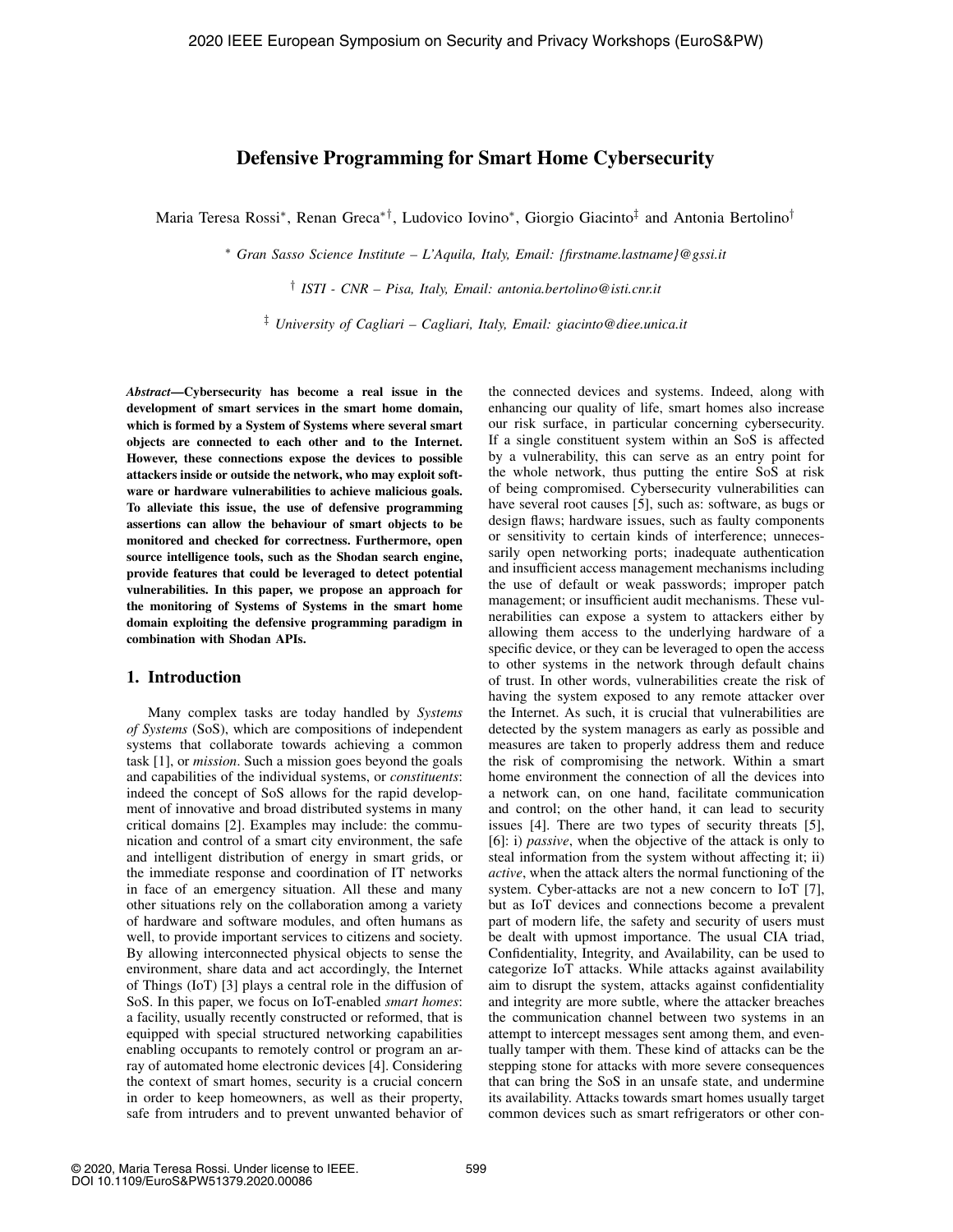# Defensive Programming for Smart Home Cybersecurity

Maria Teresa Rossi*, Renan Greca*†, Ludovico Iovino*, Giorgio Giacinto‡ and Antonia Bertolino†

* *Gran Sasso Science Institute – L'Aquila, Italy, Email: {firstname.lastname}@gssi.it*

† *ISTI - CNR – Pisa, Italy, Email: antonia.bertolino@isti.cnr.it*

‡ *University of Cagliari – Cagliari, Italy, Email: giacinto@diee.unica.it*

***Abstract*—Cybersecurity has become a real issue in the development of smart services in the smart home domain, which is formed by a System of Systems where several smart objects are connected to each other and to the Internet. However, these connections expose the devices to possible attackers inside or outside the network, who may exploit software or hardware vulnerabilities to achieve malicious goals. To alleviate this issue, the use of defensive programming assertions can allow the behaviour of smart objects to be monitored and checked for correctness. Furthermore, open source intelligence tools, such as the Shodan search engine, provide features that could be leveraged to detect potential vulnerabilities. In this paper, we propose an approach for the monitoring of Systems of Systems in the smart home domain exploiting the defensive programming paradigm in combination with Shodan APIs.**

## 1. Introduction

Many complex tasks are today handled by *Systems of Systems* (SoS), which are compositions of independent systems that collaborate towards achieving a common task [1], or *mission*. Such a mission goes beyond the goals and capabilities of the individual systems, or *constituents*: indeed the concept of SoS allows for the rapid development of innovative and broad distributed systems in many critical domains [2]. Examples may include: the communication and control of a smart city environment, the safe and intelligent distribution of energy in smart grids, or the immediate response and coordination of IT networks in face of an emergency situation. All these and many other situations rely on the collaboration among a variety of hardware and software modules, and often humans as well, to provide important services to citizens and society. By allowing interconnected physical objects to sense the environment, share data and act accordingly, the Internet of Things (IoT) [3] plays a central role in the diffusion of SoS. In this paper, we focus on IoT-enabled *smart homes*: a facility, usually recently constructed or reformed, that is equipped with special structured networking capabilities enabling occupants to remotely control or program an array of automated home electronic devices [4]. Considering the context of smart homes, security is a crucial concern in order to keep homeowners, as well as their property, safe from intruders and to prevent unwanted behavior of the connected devices and systems. Indeed, along with enhancing our quality of life, smart homes also increase our risk surface, in particular concerning cybersecurity. If a single constituent system within an SoS is affected by a vulnerability, this can serve as an entry point for the whole network, thus putting the entire SoS at risk of being compromised. Cybersecurity vulnerabilities can have several root causes [5], such as: software, as bugs or design flaws; hardware issues, such as faulty components or sensitivity to certain kinds of interference; unnecessarily open networking ports; inadequate authentication and insufficient access management mechanisms including the use of default or weak passwords; improper patch management; or insufficient audit mechanisms. These vulnerabilities can expose a system to attackers either by allowing them access to the underlying hardware of a specific device, or they can be leveraged to open the access to other systems in the network through default chains of trust. In other words, vulnerabilities create the risk of having the system exposed to any remote attacker over the Internet. As such, it is crucial that vulnerabilities are detected by the system managers as early as possible and measures are taken to properly address them and reduce the risk of compromising the network. Within a smart home environment the connection of all the devices into a network can, on one hand, facilitate communication and control; on the other hand, it can lead to security issues [4]. There are two types of security threats [5], [6]: i) *passive*, when the objective of the attack is only to steal information from the system without affecting it; ii) *active*, when the attack alters the normal functioning of the system. Cyber-attacks are not a new concern to IoT [7], but as IoT devices and connections become a prevalent part of modern life, the safety and security of users must be dealt with upmost importance. The usual CIA triad, Confidentiality, Integrity, and Availability, can be used to categorize IoT attacks. While attacks against availability aim to disrupt the system, attacks against confidentiality and integrity are more subtle, where the attacker breaches the communication channel between two systems in an attempt to intercept messages sent among them, and eventually tamper with them. These kind of attacks can be the stepping stone for attacks with more severe consequences that can bring the SoS in an unsafe state, and undermine its availability. Attacks towards smart homes usually target common devices such as smart refrigerators or other con-

© 2020, Maria Teresa Rossi. Under license to IEEE.
DOI 10.1109/EuroS&PW51379.2020.00086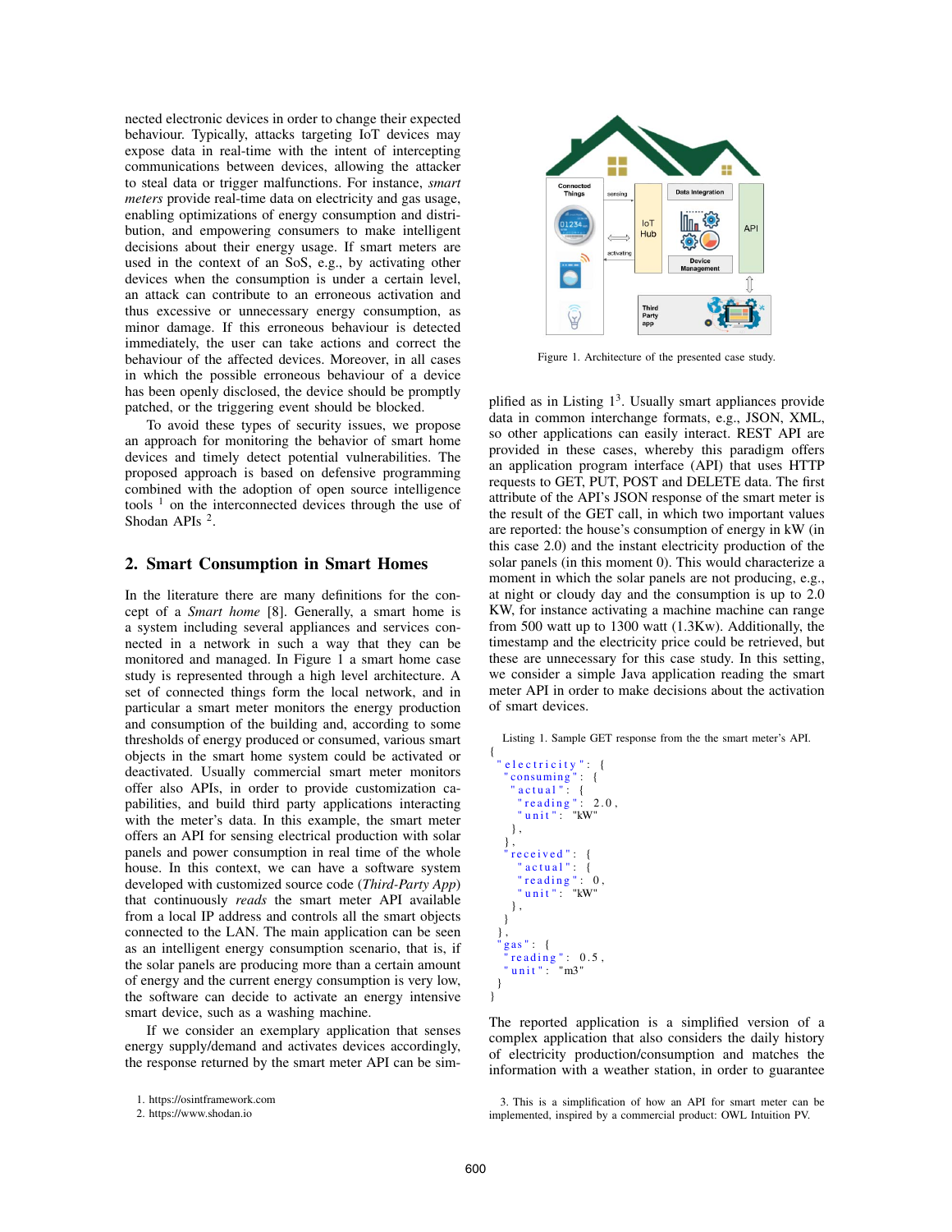nected electronic devices in order to change their expected behaviour. Typically, attacks targeting IoT devices may expose data in real-time with the intent of intercepting communications between devices, allowing the attacker to steal data or trigger malfunctions. For instance, *smart meters* provide real-time data on electricity and gas usage, enabling optimizations of energy consumption and distribution, and empowering consumers to make intelligent decisions about their energy usage. If smart meters are used in the context of an SoS, e.g., by activating other devices when the consumption is under a certain level, an attack can contribute to an erroneous activation and thus excessive or unnecessary energy consumption, as minor damage. If this erroneous behaviour is detected immediately, the user can take actions and correct the behaviour of the affected devices. Moreover, in all cases in which the possible erroneous behaviour of a device has been openly disclosed, the device should be promptly patched, or the triggering event should be blocked.

To avoid these types of security issues, we propose an approach for monitoring the behavior of smart home devices and timely detect potential vulnerabilities. The proposed approach is based on defensive programming combined with the adoption of open source intelligence tools [1] on the interconnected devices through the use of Shodan APIs [2].

## 2. Smart Consumption in Smart Homes

In the literature there are many definitions for the concept of a *Smart home* [8]. Generally, a smart home is a system including several appliances and services connected in a network in such a way that they can be monitored and managed. In Figure 1 a smart home case study is represented through a high level architecture. A set of connected things form the local network, and in particular a smart meter monitors the energy production and consumption of the building and, according to some thresholds of energy produced or consumed, various smart objects in the smart home system could be activated or deactivated. Usually commercial smart meter monitors offer also APIs, in order to provide customization capabilities, and build third party applications interacting with the meter's data. In this example, the smart meter offers an API for sensing electrical production with solar panels and power consumption in real time of the whole house. In this context, we can have a software system developed with customized source code (*Third-Party App*) that continuously *reads* the smart meter API available from a local IP address and controls all the smart objects connected to the LAN. The main application can be seen as an intelligent energy consumption scenario, that is, if the solar panels are producing more than a certain amount of energy and the current energy consumption is very low, the software can decide to activate an energy intensive smart device, such as a washing machine.

If we consider an exemplary application that senses energy supply/demand and activates devices accordingly, the response returned by the smart meter API can be simplified as in Listing 1[3]. Usually smart appliances provide data in common interchange formats, e.g., JSON, XML, so other applications can easily interact. REST API are provided in these cases, whereby this paradigm offers an application program interface (API) that uses HTTP requests to GET, PUT, POST and DELETE data. The first attribute of the API's JSON response of the smart meter is the result of the GET call, in which two important values are reported: the house's consumption of energy in kW (in this case 2.0) and the instant electricity production of the solar panels (in this moment 0). This would characterize a moment in which the solar panels are not producing, e.g., at night or cloudy day and the consumption is up to 2.0 KW, for instance activating a machine machine can range from 500 watt up to 1300 watt (1.3Kw). Additionally, the timestamp and the electricity price could be retrieved, but these are unnecessary for this case study. In this setting, we consider a simple Java application reading the smart meter API in order to make decisions about the activation of smart devices.

Figure 1. Architecture of the presented case study.

Listing 1. Sample GET response from the the smart meter's API.

```
{
 "electricity": {
  "consuming": {
   "actual": {
    "reading": 2.0,
    "unit": "kW"
   },
  },
  "received": {
    "actual": {
    "reading": 0,
    "unit": "kW"
   },
  }
 },
 "gas": {
  "reading": 0.5,
  "unit": "m3"
 }
}
```

The reported application is a simplified version of a complex application that also considers the daily history of electricity production/consumption and matches the information with a weather station, in order to guarantee

1. https://osintframework.com
2. https://www.shodan.io

3. This is a simplification of how an API for smart meter can be implemented, inspired by a commercial product: OWL Intuition PV.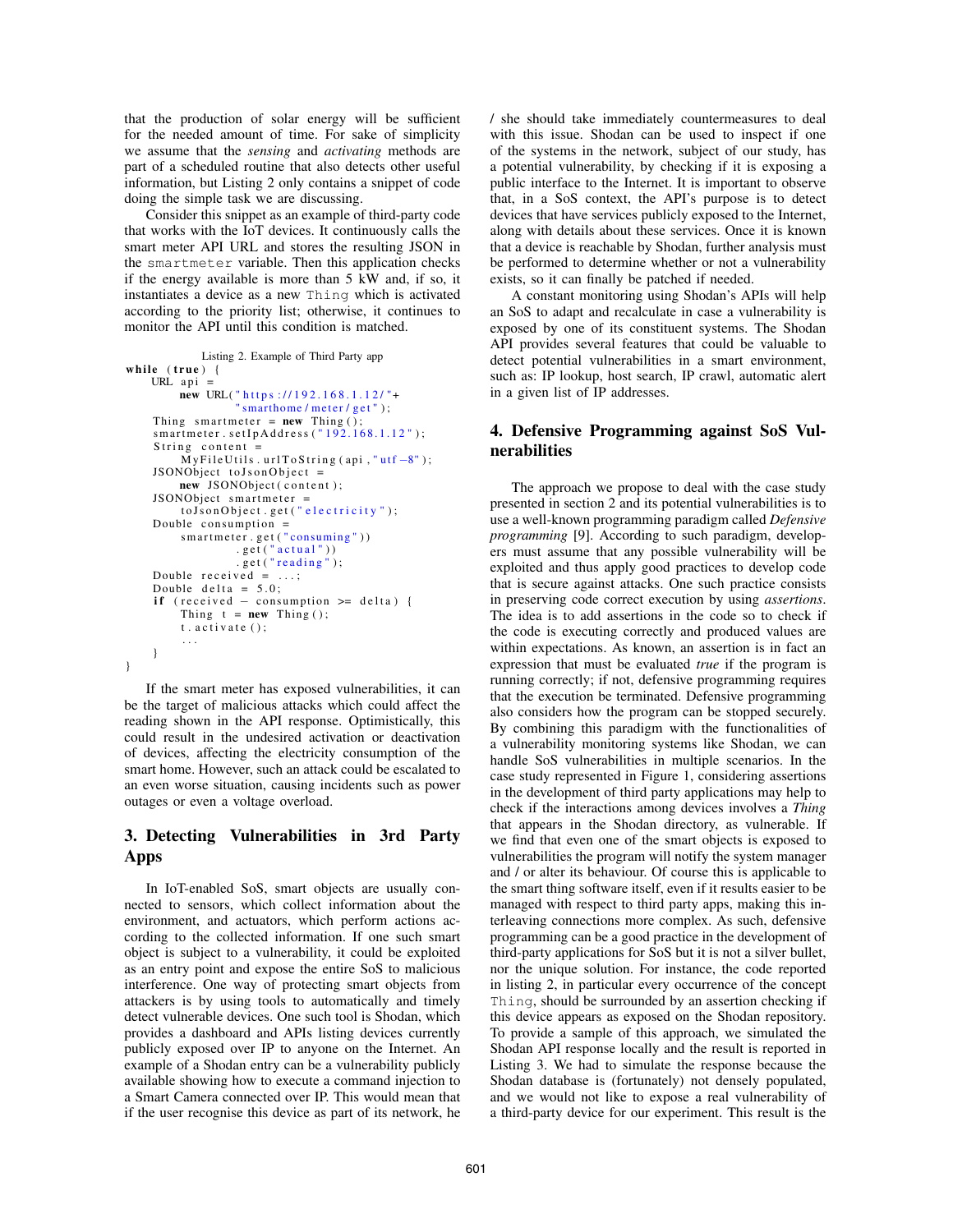that the production of solar energy will be sufficient for the needed amount of time. For sake of simplicity we assume that the *sensing* and *activating* methods are part of a scheduled routine that also detects other useful information, but Listing 2 only contains a snippet of code doing the simple task we are discussing.

Consider this snippet as an example of third-party code that works with the IoT devices. It continuously calls the smart meter API URL and stores the resulting JSON in the `smartmeter` variable. Then this application checks if the energy available is more than 5 kW and, if so, it instantiates a device as a new `Thing` which is activated according to the priority list; otherwise, it continues to monitor the API until this condition is matched.

Listing 2. Example of Third Party app

```
while (true) {
    URL api =
        new URL("https://192.168.1.12/"+
                "smarthome/meter/get");
    Thing smartmeter = new Thing();
    smartmeter.setIpAddress("192.168.1.12");
    String content =
        MyFileUtils.urlToString(api,"utf-8");
    JSONObject toJsonObject =
        new JSONObject(content);
    JSONObject smartmeter =
        toJsonObject.get("electricity");
    Double consumption =
        smartmeter.get("consuming"))
                .get("actual"))
                .get("reading");
    Double received = ...;
    Double delta = 5.0;
    if (received - consumption >= delta) {
        Thing t = new Thing();
        t.activate();
        ...
    }
}
```

If the smart meter has exposed vulnerabilities, it can be the target of malicious attacks which could affect the reading shown in the API response. Optimistically, this could result in the undesired activation or deactivation of devices, affecting the electricity consumption of the smart home. However, such an attack could be escalated to an even worse situation, causing incidents such as power outages or even a voltage overload.

## 3. Detecting Vulnerabilities in 3rd Party Apps

In IoT-enabled SoS, smart objects are usually connected to sensors, which collect information about the environment, and actuators, which perform actions according to the collected information. If one such smart object is subject to a vulnerability, it could be exploited as an entry point and expose the entire SoS to malicious interference. One way of protecting smart objects from attackers is by using tools to automatically and timely detect vulnerable devices. One such tool is Shodan, which provides a dashboard and APIs listing devices currently publicly exposed over IP to anyone on the Internet. An example of a Shodan entry can be a vulnerability publicly available showing how to execute a command injection to a Smart Camera connected over IP. This would mean that if the user recognise this device as part of its network, he / she should take immediately countermeasures to deal with this issue. Shodan can be used to inspect if one of the systems in the network, subject of our study, has a potential vulnerability, by checking if it is exposing a public interface to the Internet. It is important to observe that, in a SoS context, the API's purpose is to detect devices that have services publicly exposed to the Internet, along with details about these services. Once it is known that a device is reachable by Shodan, further analysis must be performed to determine whether or not a vulnerability exists, so it can finally be patched if needed.

A constant monitoring using Shodan's APIs will help an SoS to adapt and recalculate in case a vulnerability is exposed by one of its constituent systems. The Shodan API provides several features that could be valuable to detect potential vulnerabilities in a smart environment, such as: IP lookup, host search, IP crawl, automatic alert in a given list of IP addresses.

## 4. Defensive Programming against SoS Vulnerabilities

The approach we propose to deal with the case study presented in section 2 and its potential vulnerabilities is to use a well-known programming paradigm called *Defensive programming* [9]. According to such paradigm, developers must assume that any possible vulnerability will be exploited and thus apply good practices to develop code that is secure against attacks. One such practice consists in preserving code correct execution by using *assertions*. The idea is to add assertions in the code so to check if the code is executing correctly and produced values are within expectations. As known, an assertion is in fact an expression that must be evaluated *true* if the program is running correctly; if not, defensive programming requires that the execution be terminated. Defensive programming also considers how the program can be stopped securely. By combining this paradigm with the functionalities of a vulnerability monitoring systems like Shodan, we can handle SoS vulnerabilities in multiple scenarios. In the case study represented in Figure 1, considering assertions in the development of third party applications may help to check if the interactions among devices involves a *Thing* that appears in the Shodan directory, as vulnerable. If we find that even one of the smart objects is exposed to vulnerabilities the program will notify the system manager and / or alter its behaviour. Of course this is applicable to the smart thing software itself, even if it results easier to be managed with respect to third party apps, making this interleaving connections more complex. As such, defensive programming can be a good practice in the development of third-party applications for SoS but it is not a silver bullet, nor the unique solution. For instance, the code reported in listing 2, in particular every occurrence of the concept `Thing`, should be surrounded by an assertion checking if this device appears as exposed on the Shodan repository. To provide a sample of this approach, we simulated the Shodan API response locally and the result is reported in Listing 3. We had to simulate the response because the Shodan database is (fortunately) not densely populated, and we would not like to expose a real vulnerability of a third-party device for our experiment. This result is the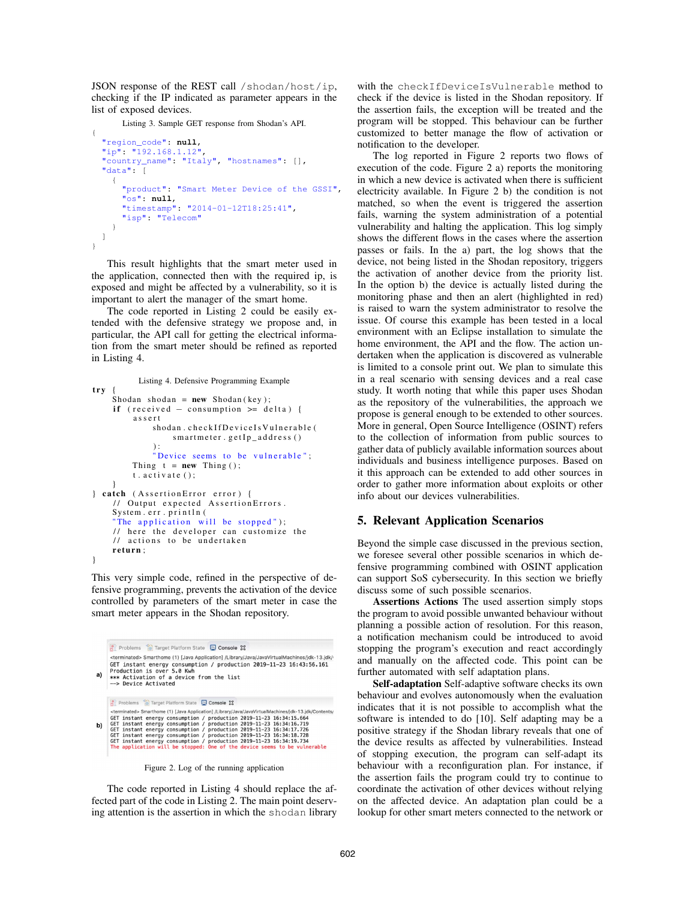JSON response of the REST call `/shodan/host/ip`, checking if the IP indicated as parameter appears in the list of exposed devices.

Listing 3. Sample GET response from Shodan's API.

```
{
  "region_code": null,
  "ip": "192.168.1.12",
  "country_name": "Italy", "hostnames": [],
  "data": [
    {
      "product": "Smart Meter Device of the GSSI",
      "os": null,
      "timestamp": "2014-01-12T18:25:41",
      "isp": "Telecom"
    }
  ]
}
```

This result highlights that the smart meter used in the application, connected then with the required ip, is exposed and might be affected by a vulnerability, so it is important to alert the manager of the smart home.

The code reported in Listing 2 could be easily extended with the defensive strategy we propose and, in particular, the API call for getting the electrical information from the smart meter should be refined as reported in Listing 4.

Listing 4. Defensive Programming Example

```
try {
    Shodan shodan = new Shodan(key);
    if (received - consumption >= delta) {
         assert
              shodan.checkIfDeviceIsVulnerable(
                  smartmeter.getIp_address()
              ):
              "Device seems to be vulnerable";
         Thing t = new Thing();
         t.activate();
    }
} catch (AssertionError error) {
    // Output expected AssertionErrors.
    System.err.println(
    "The application will be stopped");
    // here the developer can customize the
    // actions to be undertaken
    return;
}
```

This very simple code, refined in the perspective of defensive programming, prevents the activation of the device controlled by parameters of the smart meter in case the smart meter appears in the Shodan repository.

```
a)
<terminated> Smarthome (1) [Java Application] /Library/Java/JavaVirtualMachines/jdk-13.jdk/
GET instant energy consumption / production 2019-11-23 16:43:56.161
Production is over 5.0 Kwh
*** Activation of a device from the list
--> Device Activated

b)
<terminated> Smarthome (1) [Java Application] /Library/Java/JavaVirtualMachines/jdk-13.jdk/Contents/
GET instant energy consumption / production 2019-11-23 16:34:15.664
GET instant energy consumption / production 2019-11-23 16:34:16.719
GET instant energy consumption / production 2019-11-23 16:34:17.726
GET instant energy consumption / production 2019-11-23 16:34:18.728
GET instant energy consumption / production 2019-11-23 16:34:19.734
The application will be stopped: One of the device seems to be vulnerable
```

Figure 2. Log of the running application

The code reported in Listing 4 should replace the affected part of the code in Listing 2. The main point deserving attention is the assertion in which the `shodan` library with the `checkIfDeviceIsVulnerable` method to check if the device is listed in the Shodan repository. If the assertion fails, the exception will be treated and the program will be stopped. This behaviour can be further customized to better manage the flow of activation or notification to the developer.

The log reported in Figure 2 reports two flows of execution of the code. Figure 2 a) reports the monitoring in which a new device is activated when there is sufficient electricity available. In Figure 2 b) the condition is not matched, so when the event is triggered the assertion fails, warning the system administration of a potential vulnerability and halting the application. This log simply shows the different flows in the cases where the assertion passes or fails. In the a) part, the log shows that the device, not being listed in the Shodan repository, triggers the activation of another device from the priority list. In the option b) the device is actually listed during the monitoring phase and then an alert (highlighted in red) is raised to warn the system administrator to resolve the issue. Of course this example has been tested in a local environment with an Eclipse installation to simulate the home environment, the API and the flow. The action undertaken when the application is discovered as vulnerable is limited to a console print out. We plan to simulate this in a real scenario with sensing devices and a real case study. It worth noting that while this paper uses Shodan as the repository of the vulnerabilities, the approach we propose is general enough to be extended to other sources. More in general, Open Source Intelligence (OSINT) refers to the collection of information from public sources to gather data of publicly available information sources about individuals and business intelligence purposes. Based on it this approach can be extended to add other sources in order to gather more information about exploits or other info about our devices vulnerabilities.

## 5. Relevant Application Scenarios

Beyond the simple case discussed in the previous section, we foresee several other possible scenarios in which defensive programming combined with OSINT application can support SoS cybersecurity. In this section we briefly discuss some of such possible scenarios.

**Assertions Actions** The used assertion simply stops the program to avoid possible unwanted behaviour without planning a possible action of resolution. For this reason, a notification mechanism could be introduced to avoid stopping the program's execution and react accordingly and manually on the affected code. This point can be further automated with self adaptation plans.

**Self-adaptation** Self-adaptive software checks its own behaviour and evolves autonomously when the evaluation indicates that it is not possible to accomplish what the software is intended to do [10]. Self adapting may be a positive strategy if the Shodan library reveals that one of the device results as affected by vulnerabilities. Instead of stopping execution, the program can self-adapt its behaviour with a reconfiguration plan. For instance, if the assertion fails the program could try to continue to coordinate the activation of other devices without relying on the affected device. An adaptation plan could be a lookup for other smart meters connected to the network or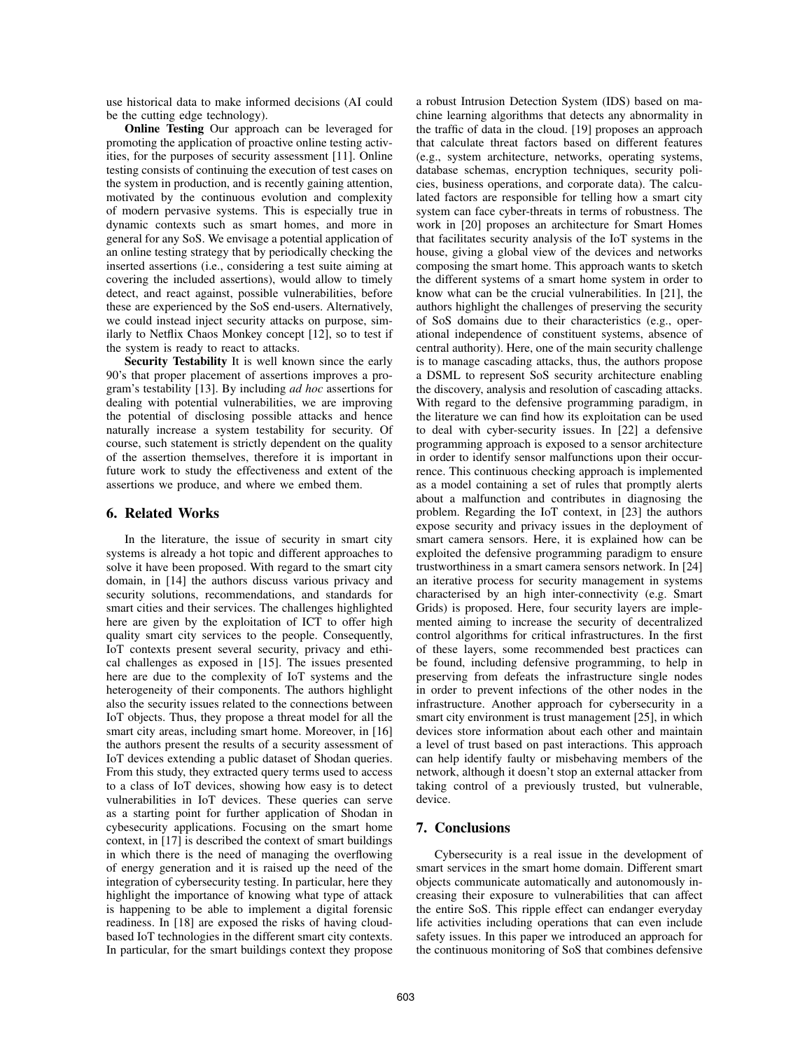use historical data to make informed decisions (AI could be the cutting edge technology).

**Online Testing** Our approach can be leveraged for promoting the application of proactive online testing activities, for the purposes of security assessment [11]. Online testing consists of continuing the execution of test cases on the system in production, and is recently gaining attention, motivated by the continuous evolution and complexity of modern pervasive systems. This is especially true in dynamic contexts such as smart homes, and more in general for any SoS. We envisage a potential application of an online testing strategy that by periodically checking the inserted assertions (i.e., considering a test suite aiming at covering the included assertions), would allow to timely detect, and react against, possible vulnerabilities, before these are experienced by the SoS end-users. Alternatively, we could instead inject security attacks on purpose, similarly to Netflix Chaos Monkey concept [12], so to test if the system is ready to react to attacks.

**Security Testability** It is well known since the early 90's that proper placement of assertions improves a program's testability [13]. By including *ad hoc* assertions for dealing with potential vulnerabilities, we are improving the potential of disclosing possible attacks and hence naturally increase a system testability for security. Of course, such statement is strictly dependent on the quality of the assertion themselves, therefore it is important in future work to study the effectiveness and extent of the assertions we produce, and where we embed them.

## 6. Related Works

In the literature, the issue of security in smart city systems is already a hot topic and different approaches to solve it have been proposed. With regard to the smart city domain, in [14] the authors discuss various privacy and security solutions, recommendations, and standards for smart cities and their services. The challenges highlighted here are given by the exploitation of ICT to offer high quality smart city services to the people. Consequently, IoT contexts present several security, privacy and ethical challenges as exposed in [15]. The issues presented here are due to the complexity of IoT systems and the heterogeneity of their components. The authors highlight also the security issues related to the connections between IoT objects. Thus, they propose a threat model for all the smart city areas, including smart home. Moreover, in [16] the authors present the results of a security assessment of IoT devices extending a public dataset of Shodan queries. From this study, they extracted query terms used to access to a class of IoT devices, showing how easy is to detect vulnerabilities in IoT devices. These queries can serve as a starting point for further application of Shodan in cybesecurity applications. Focusing on the smart home context, in [17] is described the context of smart buildings in which there is the need of managing the overflowing of energy generation and it is raised up the need of the integration of cybersecurity testing. In particular, here they highlight the importance of knowing what type of attack is happening to be able to implement a digital forensic readiness. In [18] are exposed the risks of having cloud-based IoT technologies in the different smart city contexts. In particular, for the smart buildings context they propose a robust Intrusion Detection System (IDS) based on machine learning algorithms that detects any abnormality in the traffic of data in the cloud. [19] proposes an approach that calculate threat factors based on different features (e.g., system architecture, networks, operating systems, database schemas, encryption techniques, security policies, business operations, and corporate data). The calculated factors are responsible for telling how a smart city system can face cyber-threats in terms of robustness. The work in [20] proposes an architecture for Smart Homes that facilitates security analysis of the IoT systems in the house, giving a global view of the devices and networks composing the smart home. This approach wants to sketch the different systems of a smart home system in order to know what can be the crucial vulnerabilities. In [21], the authors highlight the challenges of preserving the security of SoS domains due to their characteristics (e.g., operational independence of constituent systems, absence of central authority). Here, one of the main security challenge is to manage cascading attacks, thus, the authors propose a DSML to represent SoS security architecture enabling the discovery, analysis and resolution of cascading attacks. With regard to the defensive programming paradigm, in the literature we can find how its exploitation can be used to deal with cyber-security issues. In [22] a defensive programming approach is exposed to a sensor architecture in order to identify sensor malfunctions upon their occurrence. This continuous checking approach is implemented as a model containing a set of rules that promptly alerts about a malfunction and contributes in diagnosing the problem. Regarding the IoT context, in [23] the authors expose security and privacy issues in the deployment of smart camera sensors. Here, it is explained how can be exploited the defensive programming paradigm to ensure trustworthiness in a smart camera sensors network. In [24] an iterative process for security management in systems characterised by an high inter-connectivity (e.g. Smart Grids) is proposed. Here, four security layers are implemented aiming to increase the security of decentralized control algorithms for critical infrastructures. In the first of these layers, some recommended best practices can be found, including defensive programming, to help in preserving from defeats the infrastructure single nodes in order to prevent infections of the other nodes in the infrastructure. Another approach for cybersecurity in a smart city environment is trust management [25], in which devices store information about each other and maintain a level of trust based on past interactions. This approach can help identify faulty or misbehaving members of the network, although it doesn't stop an external attacker from taking control of a previously trusted, but vulnerable, device.

## 7. Conclusions

Cybersecurity is a real issue in the development of smart services in the smart home domain. Different smart objects communicate automatically and autonomously increasing their exposure to vulnerabilities that can affect the entire SoS. This ripple effect can endanger everyday life activities including operations that can even include safety issues. In this paper we introduced an approach for the continuous monitoring of SoS that combines defensive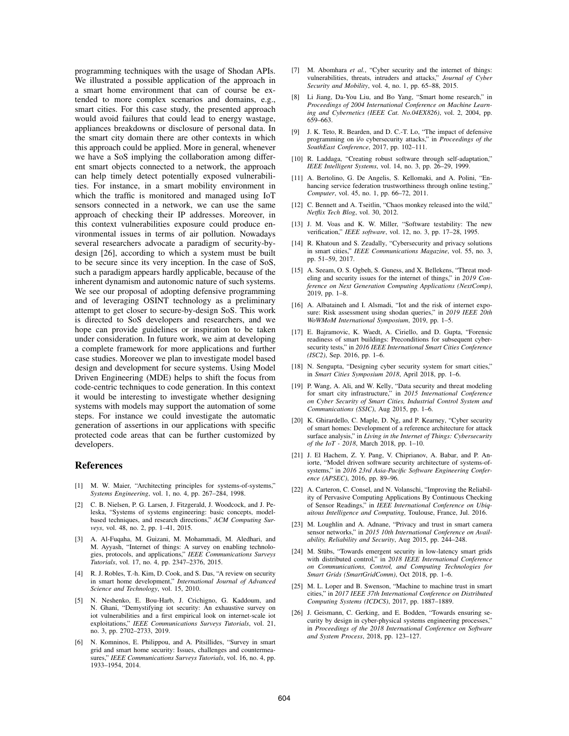programming techniques with the usage of Shodan APIs. We illustrated a possible application of the approach in a smart home environment that can of course be extended to more complex scenarios and domains, e.g., smart cities. For this case study, the presented approach would avoid failures that could lead to energy wastage, appliances breakdowns or disclosure of personal data. In the smart city domain there are other contexts in which this approach could be applied. More in general, whenever we have a SoS implying the collaboration among different smart objects connected to a network, the approach can help timely detect potentially exposed vulnerabilities. For instance, in a smart mobility environment in which the traffic is monitored and managed using IoT sensors connected in a network, we can use the same approach of checking their IP addresses. Moreover, in this context vulnerabilities exposure could produce environmental issues in terms of air pollution. Nowadays several researchers advocate a paradigm of security-by-design [26], according to which a system must be built to be secure since its very inception. In the case of SoS, such a paradigm appears hardly applicable, because of the inherent dynamism and autonomic nature of such systems. We see our proposal of adopting defensive programming and of leveraging OSINT technology as a preliminary attempt to get closer to secure-by-design SoS. This work is directed to SoS developers and researchers, and we hope can provide guidelines or inspiration to be taken under consideration. In future work, we aim at developing a complete framework for more applications and further case studies. Moreover we plan to investigate model based design and development for secure systems. Using Model Driven Engineering (MDE) helps to shift the focus from code-centric techniques to code generation. In this context it would be interesting to investigate whether designing systems with models may support the automation of some steps. For instance we could investigate the automatic generation of assertions in our applications with specific protected code areas that can be further customized by developers.

## References

[1] M. W. Maier, "Architecting principles for systems-of-systems," *Systems Engineering*, vol. 1, no. 4, pp. 267–284, 1998.

[2] C. B. Nielsen, P. G. Larsen, J. Fitzgerald, J. Woodcock, and J. Peleska, "Systems of systems engineering: basic concepts, model-based techniques, and research directions," *ACM Computing Surveys*, vol. 48, no. 2, pp. 1–41, 2015.

[3] A. Al-Fuqaha, M. Guizani, M. Mohammadi, M. Aledhari, and M. Ayyash, "Internet of things: A survey on enabling technologies, protocols, and applications," *IEEE Communications Surveys Tutorials*, vol. 17, no. 4, pp. 2347–2376, 2015.

[4] R. J. Robles, T.-h. Kim, D. Cook, and S. Das, "A review on security in smart home development," *International Journal of Advanced Science and Technology*, vol. 15, 2010.

[5] N. Neshenko, E. Bou-Harb, J. Crichigno, G. Kaddoum, and N. Ghani, "Demystifying iot security: An exhaustive survey on iot vulnerabilities and a first empirical look on internet-scale iot exploitations," *IEEE Communications Surveys Tutorials*, vol. 21, no. 3, pp. 2702–2733, 2019.

[6] N. Komninos, E. Philippou, and A. Pitsillides, "Survey in smart grid and smart home security: Issues, challenges and countermeasures," *IEEE Communications Surveys Tutorials*, vol. 16, no. 4, pp. 1933–1954, 2014.

[7] M. Abomhara *et al.*, "Cyber security and the internet of things: vulnerabilities, threats, intruders and attacks," *Journal of Cyber Security and Mobility*, vol. 4, no. 1, pp. 65–88, 2015.

[8] Li Jiang, Da-You Liu, and Bo Yang, "Smart home research," in *Proceedings of 2004 International Conference on Machine Learning and Cybernetics (IEEE Cat. No.04EX826)*, vol. 2, 2004, pp. 659–663.

[9] J. K. Teto, R. Bearden, and D. C.-T. Lo, "The impact of defensive programming on i/o cybersecurity attacks," in *Proceedings of the SouthEast Conference*, 2017, pp. 102–111.

[10] R. Laddaga, "Creating robust software through self-adaptation," *IEEE Intelligent Systems*, vol. 14, no. 3, pp. 26–29, 1999.

[11] A. Bertolino, G. De Angelis, S. Kellomaki, and A. Polini, "Enhancing service federation trustworthiness through online testing," *Computer*, vol. 45, no. 1, pp. 66–72, 2011.

[12] C. Bennett and A. Tseitlin, "Chaos monkey released into the wild," *Netflix Tech Blog*, vol. 30, 2012.

[13] J. M. Voas and K. W. Miller, "Software testability: The new verification," *IEEE software*, vol. 12, no. 3, pp. 17–28, 1995.

[14] R. Khatoun and S. Zeadally, "Cybersecurity and privacy solutions in smart cities," *IEEE Communications Magazine*, vol. 55, no. 3, pp. 51–59, 2017.

[15] A. Seeam, O. S. Ogbeh, S. Guness, and X. Bellekens, "Threat modeling and security issues for the internet of things," in *2019 Conference on Next Generation Computing Applications (NextComp)*, 2019, pp. 1–8.

[16] A. Albataineh and I. Alsmadi, "Iot and the risk of internet exposure: Risk assessment using shodan queries," in *2019 IEEE 20th WoWMoM International Symposium*, 2019, pp. 1–5.

[17] E. Bajramovic, K. Waedt, A. Ciriello, and D. Gupta, "Forensic readiness of smart buildings: Preconditions for subsequent cybersecurity tests," in *2016 IEEE International Smart Cities Conference (ISC2)*, Sep. 2016, pp. 1–6.

[18] N. Sengupta, "Designing cyber security system for smart cities," in *Smart Cities Symposium 2018*, April 2018, pp. 1–6.

[19] P. Wang, A. Ali, and W. Kelly, "Data security and threat modeling for smart city infrastructure," in *2015 International Conference on Cyber Security of Smart Cities, Industrial Control System and Communications (SSIC)*, Aug 2015, pp. 1–6.

[20] K. Ghirardello, C. Maple, D. Ng, and P. Kearney, "Cyber security of smart homes: Development of a reference architecture for attack surface analysis," in *Living in the Internet of Things: Cybersecurity of the IoT - 2018*, March 2018, pp. 1–10.

[21] J. El Hachem, Z. Y. Pang, V. Chiprianov, A. Babar, and P. Aniorte, "Model driven software security architecture of systems-of-systems," in *2016 23rd Asia-Pacific Software Engineering Conference (APSEC)*, 2016, pp. 89–96.

[22] A. Carteron, C. Consel, and N. Volanschi, "Improving the Reliability of Pervasive Computing Applications By Continuous Checking of Sensor Readings," in *IEEE International Conference on Ubiquitous Intelligence and Computing*, Toulouse, France, Jul. 2016.

[23] M. Loughlin and A. Adnane, "Privacy and trust in smart camera sensor networks," in *2015 10th International Conference on Availability, Reliability and Security*, Aug 2015, pp. 244–248.

[24] M. Stübs, "Towards emergent security in low-latency smart grids with distributed control," in *2018 IEEE International Conference on Communications, Control, and Computing Technologies for Smart Grids (SmartGridComm)*, Oct 2018, pp. 1–6.

[25] M. L. Loper and B. Swenson, "Machine to machine trust in smart cities," in *2017 IEEE 37th International Conference on Distributed Computing Systems (ICDCS)*, 2017, pp. 1887–1889.

[26] J. Geismann, C. Gerking, and E. Bodden, "Towards ensuring security by design in cyber-physical systems engineering processes," in *Proceedings of the 2018 International Conference on Software and System Process*, 2018, pp. 123–127.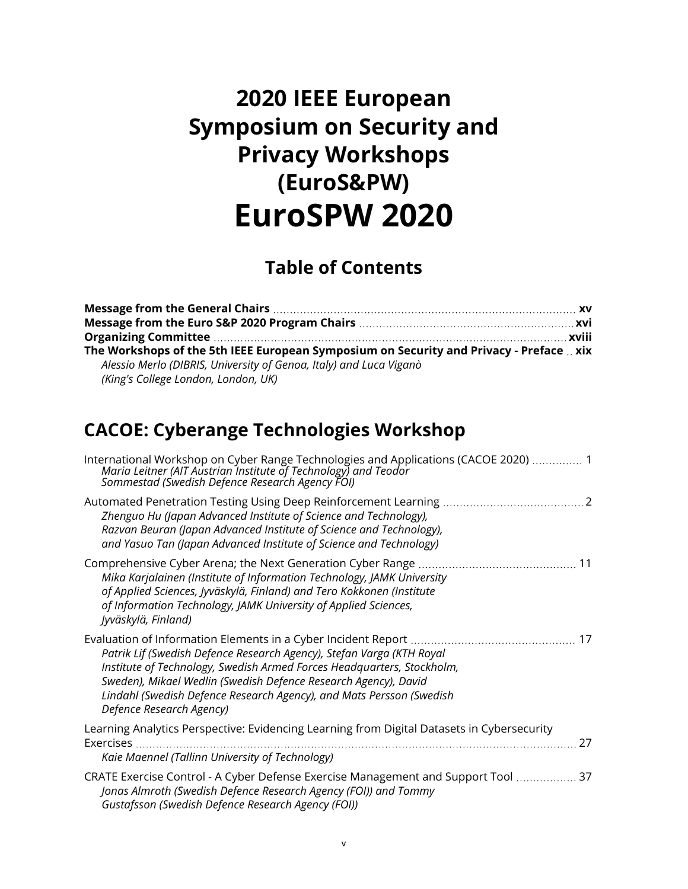# 2020 IEEE European Symposium on Security and Privacy Workshops (EuroS&PW)

# EuroSPW 2020

## Table of Contents

**Message from the General Chairs** ..... **xv**
**Message from the Euro S&P 2020 Program Chairs** ..... **xvi**
**Organizing Committee** ..... **xviii**
**The Workshops of the 5th IEEE European Symposium on Security and Privacy - Preface** ..... **xix**
*Alessio Merlo (DIBRIS, University of Genoa, Italy) and Luca Viganò (King's College London, London, UK)*

## CACOE: Cyberange Technologies Workshop

International Workshop on Cyber Range Technologies and Applications (CACOE 2020) ..... 1
*Maria Leitner (AIT Austrian Institute of Technology) and Teodor Sommestad (Swedish Defence Research Agency FOI)*

Automated Penetration Testing Using Deep Reinforcement Learning ..... 2
*Zhenguo Hu (Japan Advanced Institute of Science and Technology), Razvan Beuran (Japan Advanced Institute of Science and Technology), and Yasuo Tan (Japan Advanced Institute of Science and Technology)*

Comprehensive Cyber Arena; the Next Generation Cyber Range ..... 11
*Mika Karjalainen (Institute of Information Technology, JAMK University of Applied Sciences, Jyväskylä, Finland) and Tero Kokkonen (Institute of Information Technology, JAMK University of Applied Sciences, Jyväskylä, Finland)*

Evaluation of Information Elements in a Cyber Incident Report ..... 17
*Patrik Lif (Swedish Defence Research Agency), Stefan Varga (KTH Royal Institute of Technology, Swedish Armed Forces Headquarters, Stockholm, Sweden), Mikael Wedlin (Swedish Defence Research Agency), David Lindahl (Swedish Defence Research Agency), and Mats Persson (Swedish Defence Research Agency)*

Learning Analytics Perspective: Evidencing Learning from Digital Datasets in Cybersecurity Exercises ..... 27
*Kaie Maennel (Tallinn University of Technology)*

CRATE Exercise Control - A Cyber Defense Exercise Management and Support Tool ..... 37
*Jonas Almroth (Swedish Defence Research Agency (FOI)) and Tommy Gustafsson (Swedish Defence Research Agency (FOI))*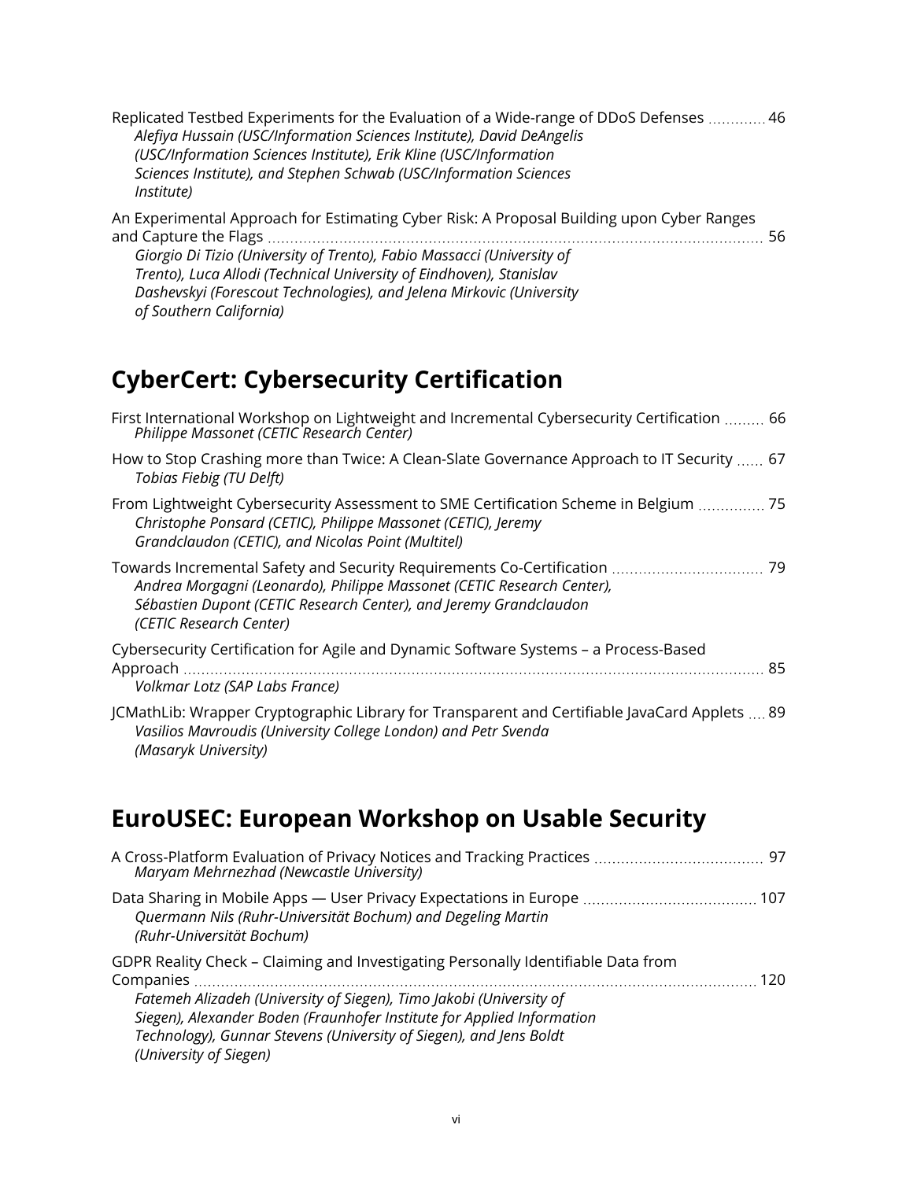Replicated Testbed Experiments for the Evaluation of a Wide-range of DDoS Defenses ............. 46
*Alefiya Hussain (USC/Information Sciences Institute), David DeAngelis (USC/Information Sciences Institute), Erik Kline (USC/Information Sciences Institute), and Stephen Schwab (USC/Information Sciences Institute)*

An Experimental Approach for Estimating Cyber Risk: A Proposal Building upon Cyber Ranges and Capture the Flags ............. 56
*Giorgio Di Tizio (University of Trento), Fabio Massacci (University of Trento), Luca Allodi (Technical University of Eindhoven), Stanislav Dashevskyi (Forescout Technologies), and Jelena Mirkovic (University of Southern California)*

## CyberCert: Cybersecurity Certification

First International Workshop on Lightweight and Incremental Cybersecurity Certification ......... 66
*Philippe Massonet (CETIC Research Center)*

How to Stop Crashing more than Twice: A Clean-Slate Governance Approach to IT Security ...... 67
*Tobias Fiebig (TU Delft)*

From Lightweight Cybersecurity Assessment to SME Certification Scheme in Belgium ............. 75
*Christophe Ponsard (CETIC), Philippe Massonet (CETIC), Jeremy Grandclaudon (CETIC), and Nicolas Point (Multitel)*

Towards Incremental Safety and Security Requirements Co-Certification ............. 79
*Andrea Morgagni (Leonardo), Philippe Massonet (CETIC Research Center), Sébastien Dupont (CETIC Research Center), and Jeremy Grandclaudon (CETIC Research Center)*

Cybersecurity Certification for Agile and Dynamic Software Systems – a Process-Based Approach ............. 85
*Volkmar Lotz (SAP Labs France)*

JCMathLib: Wrapper Cryptographic Library for Transparent and Certifiable JavaCard Applets .... 89
*Vasilios Mavroudis (University College London) and Petr Svenda (Masaryk University)*

## EuroUSEC: European Workshop on Usable Security

A Cross-Platform Evaluation of Privacy Notices and Tracking Practices ............. 97
*Maryam Mehrnezhad (Newcastle University)*

Data Sharing in Mobile Apps — User Privacy Expectations in Europe ............. 107
*Quermann Nils (Ruhr-Universität Bochum) and Degeling Martin (Ruhr-Universität Bochum)*

GDPR Reality Check – Claiming and Investigating Personally Identifiable Data from Companies ............. 120
*Fatemeh Alizadeh (University of Siegen), Timo Jakobi (University of Siegen), Alexander Boden (Fraunhofer Institute for Applied Information Technology), Gunnar Stevens (University of Siegen), and Jens Boldt (University of Siegen)*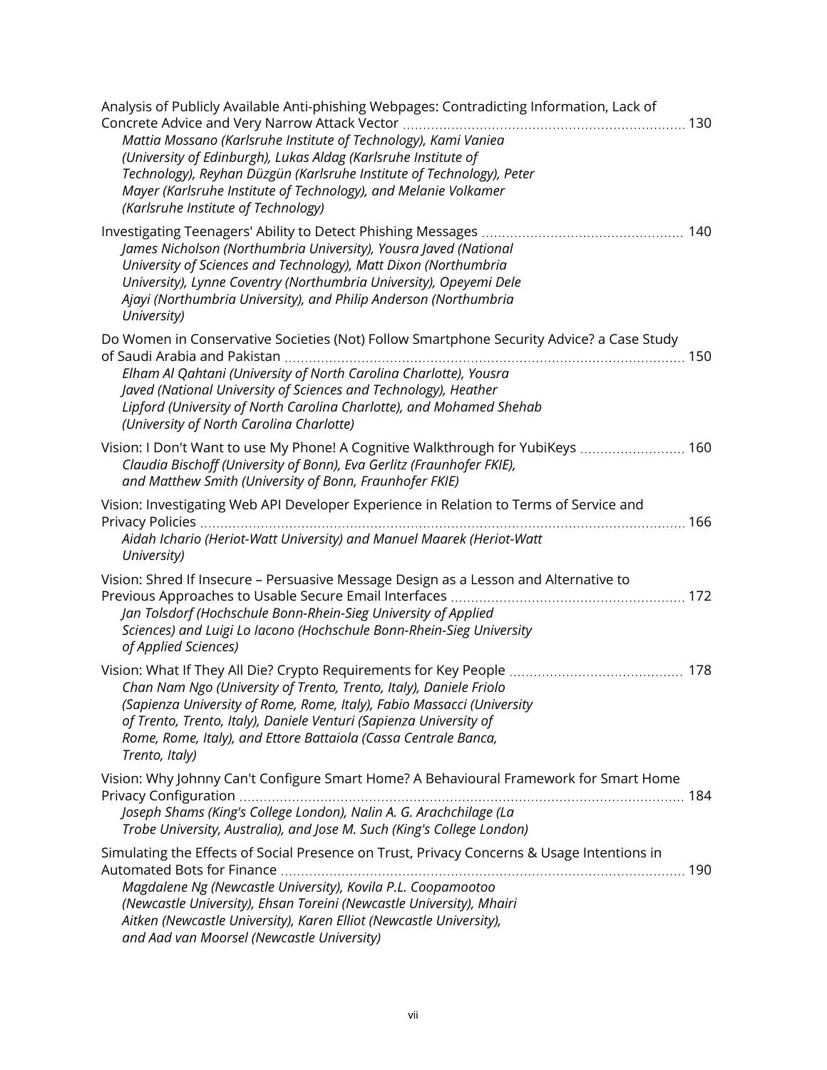Analysis of Publicly Available Anti-phishing Webpages: Contradicting Information, Lack of Concrete Advice and Very Narrow Attack Vector ..... 130
*Mattia Mossano (Karlsruhe Institute of Technology), Kami Vaniea (University of Edinburgh), Lukas Aldag (Karlsruhe Institute of Technology), Reyhan Düzgün (Karlsruhe Institute of Technology), Peter Mayer (Karlsruhe Institute of Technology), and Melanie Volkamer (Karlsruhe Institute of Technology)*

Investigating Teenagers' Ability to Detect Phishing Messages ..... 140
*James Nicholson (Northumbria University), Yousra Javed (National University of Sciences and Technology), Matt Dixon (Northumbria University), Lynne Coventry (Northumbria University), Opeyemi Dele Ajayi (Northumbria University), and Philip Anderson (Northumbria University)*

Do Women in Conservative Societies (Not) Follow Smartphone Security Advice? a Case Study of Saudi Arabia and Pakistan ..... 150
*Elham Al Qahtani (University of North Carolina Charlotte), Yousra Javed (National University of Sciences and Technology), Heather Lipford (University of North Carolina Charlotte), and Mohamed Shehab (University of North Carolina Charlotte)*

Vision: I Don't Want to use My Phone! A Cognitive Walkthrough for YubiKeys ..... 160
*Claudia Bischoff (University of Bonn), Eva Gerlitz (Fraunhofer FKIE), and Matthew Smith (University of Bonn, Fraunhofer FKIE)*

Vision: Investigating Web API Developer Experience in Relation to Terms of Service and Privacy Policies ..... 166
*Aidah Ichario (Heriot-Watt University) and Manuel Maarek (Heriot-Watt University)*

Vision: Shred If Insecure – Persuasive Message Design as a Lesson and Alternative to Previous Approaches to Usable Secure Email Interfaces ..... 172
*Jan Tolsdorf (Hochschule Bonn-Rhein-Sieg University of Applied Sciences) and Luigi Lo Iacono (Hochschule Bonn-Rhein-Sieg University of Applied Sciences)*

Vision: What If They All Die? Crypto Requirements for Key People ..... 178
*Chan Nam Ngo (University of Trento, Trento, Italy), Daniele Friolo (Sapienza University of Rome, Rome, Italy), Fabio Massacci (University of Trento, Trento, Italy), Daniele Venturi (Sapienza University of Rome, Rome, Italy), and Ettore Battaiola (Cassa Centrale Banca, Trento, Italy)*

Vision: Why Johnny Can't Configure Smart Home? A Behavioural Framework for Smart Home Privacy Configuration ..... 184
*Joseph Shams (King's College London), Nalin A. G. Arachchilage (La Trobe University, Australia), and Jose M. Such (King's College London)*

Simulating the Effects of Social Presence on Trust, Privacy Concerns & Usage Intentions in Automated Bots for Finance ..... 190
*Magdalene Ng (Newcastle University), Kovila P.L. Coopamootoo (Newcastle University), Ehsan Toreini (Newcastle University), Mhairi Aitken (Newcastle University), Karen Elliot (Newcastle University), and Aad van Moorsel (Newcastle University)*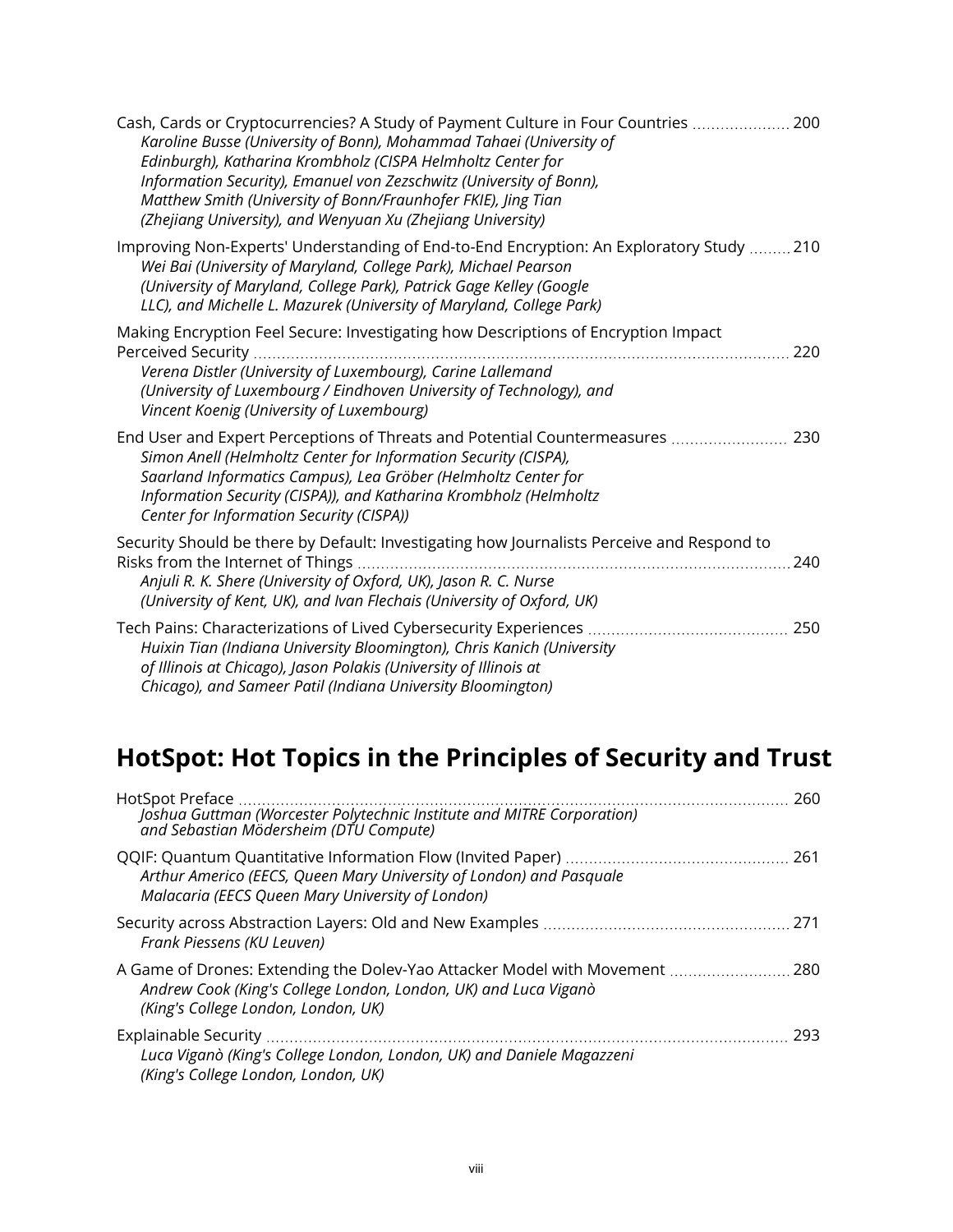Cash, Cards or Cryptocurrencies? A Study of Payment Culture in Four Countries ..................... 200
*Karoline Busse (University of Bonn), Mohammad Tahaei (University of Edinburgh), Katharina Krombholz (CISPA Helmholtz Center for Information Security), Emanuel von Zezschwitz (University of Bonn), Matthew Smith (University of Bonn/Fraunhofer FKIE), Jing Tian (Zhejiang University), and Wenyuan Xu (Zhejiang University)*

Improving Non-Experts' Understanding of End-to-End Encryption: An Exploratory Study ......... 210
*Wei Bai (University of Maryland, College Park), Michael Pearson (University of Maryland, College Park), Patrick Gage Kelley (Google LLC), and Michelle L. Mazurek (University of Maryland, College Park)*

Making Encryption Feel Secure: Investigating how Descriptions of Encryption Impact Perceived Security .................................................................................................................. 220
*Verena Distler (University of Luxembourg), Carine Lallemand (University of Luxembourg / Eindhoven University of Technology), and Vincent Koenig (University of Luxembourg)*

End User and Expert Perceptions of Threats and Potential Countermeasures ......................... 230
*Simon Anell (Helmholtz Center for Information Security (CISPA), Saarland Informatics Campus), Lea Gröber (Helmholtz Center for Information Security (CISPA)), and Katharina Krombholz (Helmholtz Center for Information Security (CISPA))*

Security Should be there by Default: Investigating how Journalists Perceive and Respond to Risks from the Internet of Things ............................................................................................ 240
*Anjuli R. K. Shere (University of Oxford, UK), Jason R. C. Nurse (University of Kent, UK), and Ivan Flechais (University of Oxford, UK)*

Tech Pains: Characterizations of Lived Cybersecurity Experiences .......................................... 250
*Huixin Tian (Indiana University Bloomington), Chris Kanich (University of Illinois at Chicago), Jason Polakis (University of Illinois at Chicago), and Sameer Patil (Indiana University Bloomington)*

# HotSpot: Hot Topics in the Principles of Security and Trust

HotSpot Preface ........................................................................................................................ 260
*Joshua Guttman (Worcester Polytechnic Institute and MITRE Corporation) and Sebastian Mödersheim (DTU Compute)*

QQIF: Quantum Quantitative Information Flow (Invited Paper) ............................................... 261
*Arthur Americo (EECS, Queen Mary University of London) and Pasquale Malacaria (EECS Queen Mary University of London)*

Security across Abstraction Layers: Old and New Examples .................................................... 271
*Frank Piessens (KU Leuven)*

A Game of Drones: Extending the Dolev-Yao Attacker Model with Movement .......................... 280
*Andrew Cook (King's College London, London, UK) and Luca Viganò (King's College London, London, UK)*

Explainable Security ................................................................................................................ 293
*Luca Viganò (King's College London, London, UK) and Daniele Magazzeni (King's College London, London, UK)*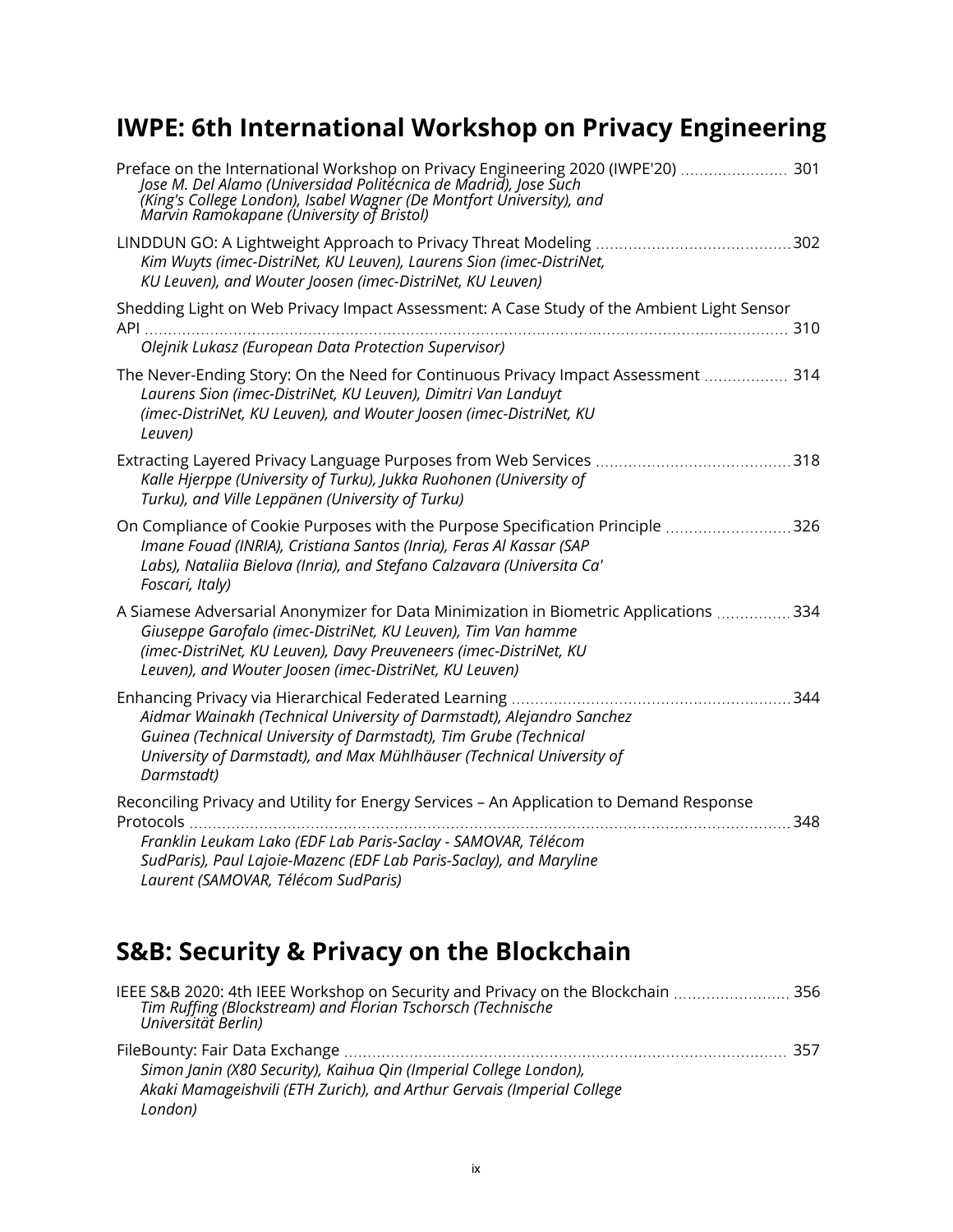## IWPE: 6th International Workshop on Privacy Engineering

Preface on the International Workshop on Privacy Engineering 2020 (IWPE'20) ..... 301
*Jose M. Del Alamo (Universidad Politécnica de Madrid), Jose Such (King's College London), Isabel Wagner (De Montfort University), and Marvin Ramokapane (University of Bristol)*

LINDDUN GO: A Lightweight Approach to Privacy Threat Modeling ..... 302
*Kim Wuyts (imec-DistriNet, KU Leuven), Laurens Sion (imec-DistriNet, KU Leuven), and Wouter Joosen (imec-DistriNet, KU Leuven)*

Shedding Light on Web Privacy Impact Assessment: A Case Study of the Ambient Light Sensor API ..... 310
*Olejnik Lukasz (European Data Protection Supervisor)*

The Never-Ending Story: On the Need for Continuous Privacy Impact Assessment ..... 314
*Laurens Sion (imec-DistriNet, KU Leuven), Dimitri Van Landuyt (imec-DistriNet, KU Leuven), and Wouter Joosen (imec-DistriNet, KU Leuven)*

Extracting Layered Privacy Language Purposes from Web Services ..... 318
*Kalle Hjerppe (University of Turku), Jukka Ruohonen (University of Turku), and Ville Leppänen (University of Turku)*

On Compliance of Cookie Purposes with the Purpose Specification Principle ..... 326
*Imane Fouad (INRIA), Cristiana Santos (Inria), Feras Al Kassar (SAP Labs), Nataliia Bielova (Inria), and Stefano Calzavara (Universita Ca' Foscari, Italy)*

A Siamese Adversarial Anonymizer for Data Minimization in Biometric Applications ..... 334
*Giuseppe Garofalo (imec-DistriNet, KU Leuven), Tim Van hamme (imec-DistriNet, KU Leuven), Davy Preuveneers (imec-DistriNet, KU Leuven), and Wouter Joosen (imec-DistriNet, KU Leuven)*

Enhancing Privacy via Hierarchical Federated Learning ..... 344
*Aidmar Wainakh (Technical University of Darmstadt), Alejandro Sanchez Guinea (Technical University of Darmstadt), Tim Grube (Technical University of Darmstadt), and Max Mühlhäuser (Technical University of Darmstadt)*

Reconciling Privacy and Utility for Energy Services – An Application to Demand Response Protocols ..... 348
*Franklin Leukam Lako (EDF Lab Paris-Saclay - SAMOVAR, Télécom SudParis), Paul Lajoie-Mazenc (EDF Lab Paris-Saclay), and Maryline Laurent (SAMOVAR, Télécom SudParis)*

## S&B: Security & Privacy on the Blockchain

IEEE S&B 2020: 4th IEEE Workshop on Security and Privacy on the Blockchain ..... 356
*Tim Ruffing (Blockstream) and Florian Tschorsch (Technische Universität Berlin)*

FileBounty: Fair Data Exchange ..... 357
*Simon Janin (X80 Security), Kaihua Qin (Imperial College London), Akaki Mamageishvili (ETH Zurich), and Arthur Gervais (Imperial College London)*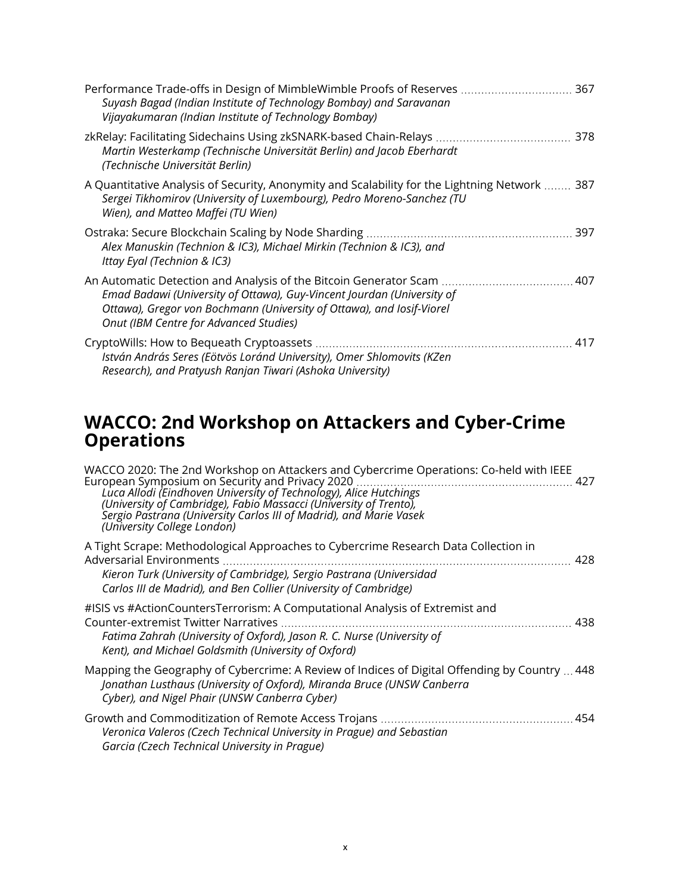Performance Trade-offs in Design of MimbleWimble Proofs of Reserves ................................ 367
*Suyash Bagad (Indian Institute of Technology Bombay) and Saravanan Vijayakumaran (Indian Institute of Technology Bombay)*

zkRelay: Facilitating Sidechains Using zkSNARK-based Chain-Relays ....................................... 378
*Martin Westerkamp (Technische Universität Berlin) and Jacob Eberhardt (Technische Universität Berlin)*

A Quantitative Analysis of Security, Anonymity and Scalability for the Lightning Network ........ 387
*Sergei Tikhomirov (University of Luxembourg), Pedro Moreno-Sanchez (TU Wien), and Matteo Maffei (TU Wien)*

Ostraka: Secure Blockchain Scaling by Node Sharding ............................................................ 397
*Alex Manuskin (Technion & IC3), Michael Mirkin (Technion & IC3), and Ittay Eyal (Technion & IC3)*

An Automatic Detection and Analysis of the Bitcoin Generator Scam ...................................... 407
*Emad Badawi (University of Ottawa), Guy-Vincent Jourdan (University of Ottawa), Gregor von Bochmann (University of Ottawa), and Iosif-Viorel Onut (IBM Centre for Advanced Studies)*

CryptoWills: How to Bequeath Cryptoassets ........................................................................... 417
*István András Seres (Eötvös Loránd University), Omer Shlomovits (KZen Research), and Pratyush Ranjan Tiwari (Ashoka University)*

## WACCO: 2nd Workshop on Attackers and Cyber-Crime Operations

WACCO 2020: The 2nd Workshop on Attackers and Cybercrime Operations: Co-held with IEEE European Symposium on Security and Privacy 2020 ............................................................... 427
*Luca Allodi (Eindhoven University of Technology), Alice Hutchings (University of Cambridge), Fabio Massacci (University of Trento), Sergio Pastrana (University Carlos III of Madrid), and Marie Vasek (University College London)*

A Tight Scrape: Methodological Approaches to Cybercrime Research Data Collection in Adversarial Environments ........................................................................................... 428
*Kieron Turk (University of Cambridge), Sergio Pastrana (Universidad Carlos III de Madrid), and Ben Collier (University of Cambridge)*

#ISIS vs #ActionCountersTerrorism: A Computational Analysis of Extremist and Counter-extremist Twitter Narratives ..................................................................................... 438
*Fatima Zahrah (University of Oxford), Jason R. C. Nurse (University of Kent), and Michael Goldsmith (University of Oxford)*

Mapping the Geography of Cybercrime: A Review of Indices of Digital Offending by Country ... 448
*Jonathan Lusthaus (University of Oxford), Miranda Bruce (UNSW Canberra Cyber), and Nigel Phair (UNSW Canberra Cyber)*

Growth and Commoditization of Remote Access Trojans ........................................................ 454
*Veronica Valeros (Czech Technical University in Prague) and Sebastian Garcia (Czech Technical University in Prague)*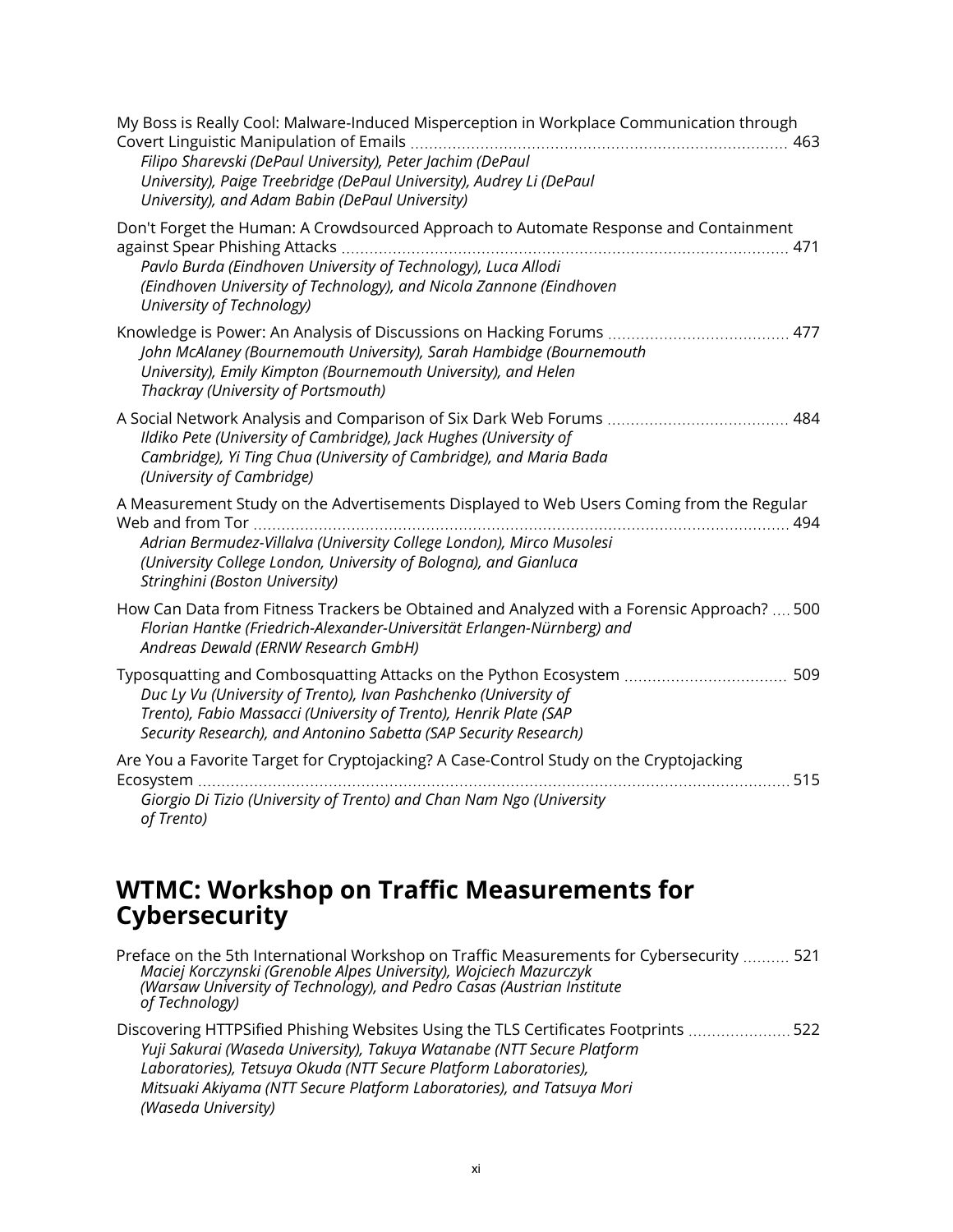My Boss is Really Cool: Malware-Induced Misperception in Workplace Communication through Covert Linguistic Manipulation of Emails ..... 463
*Filipo Sharevski (DePaul University), Peter Jachim (DePaul University), Paige Treebridge (DePaul University), Audrey Li (DePaul University), and Adam Babin (DePaul University)*

Don't Forget the Human: A Crowdsourced Approach to Automate Response and Containment against Spear Phishing Attacks ..... 471
*Pavlo Burda (Eindhoven University of Technology), Luca Allodi (Eindhoven University of Technology), and Nicola Zannone (Eindhoven University of Technology)*

Knowledge is Power: An Analysis of Discussions on Hacking Forums ..... 477
*John McAlaney (Bournemouth University), Sarah Hambidge (Bournemouth University), Emily Kimpton (Bournemouth University), and Helen Thackray (University of Portsmouth)*

A Social Network Analysis and Comparison of Six Dark Web Forums ..... 484
*Ildiko Pete (University of Cambridge), Jack Hughes (University of Cambridge), Yi Ting Chua (University of Cambridge), and Maria Bada (University of Cambridge)*

A Measurement Study on the Advertisements Displayed to Web Users Coming from the Regular Web and from Tor ..... 494
*Adrian Bermudez-Villalva (University College London), Mirco Musolesi (University College London, University of Bologna), and Gianluca Stringhini (Boston University)*

How Can Data from Fitness Trackers be Obtained and Analyzed with a Forensic Approach? ..... 500
*Florian Hantke (Friedrich-Alexander-Universität Erlangen-Nürnberg) and Andreas Dewald (ERNW Research GmbH)*

Typosquatting and Combosquatting Attacks on the Python Ecosystem ..... 509
*Duc Ly Vu (University of Trento), Ivan Pashchenko (University of Trento), Fabio Massacci (University of Trento), Henrik Plate (SAP Security Research), and Antonino Sabetta (SAP Security Research)*

Are You a Favorite Target for Cryptojacking? A Case-Control Study on the Cryptojacking Ecosystem ..... 515
*Giorgio Di Tizio (University of Trento) and Chan Nam Ngo (University of Trento)*

## WTMC: Workshop on Traffic Measurements for Cybersecurity

Preface on the 5th International Workshop on Traffic Measurements for Cybersecurity ..... 521
*Maciej Korczynski (Grenoble Alpes University), Wojciech Mazurczyk (Warsaw University of Technology), and Pedro Casas (Austrian Institute of Technology)*

Discovering HTTPSified Phishing Websites Using the TLS Certificates Footprints ..... 522
*Yuji Sakurai (Waseda University), Takuya Watanabe (NTT Secure Platform Laboratories), Tetsuya Okuda (NTT Secure Platform Laboratories), Mitsuaki Akiyama (NTT Secure Platform Laboratories), and Tatsuya Mori (Waseda University)*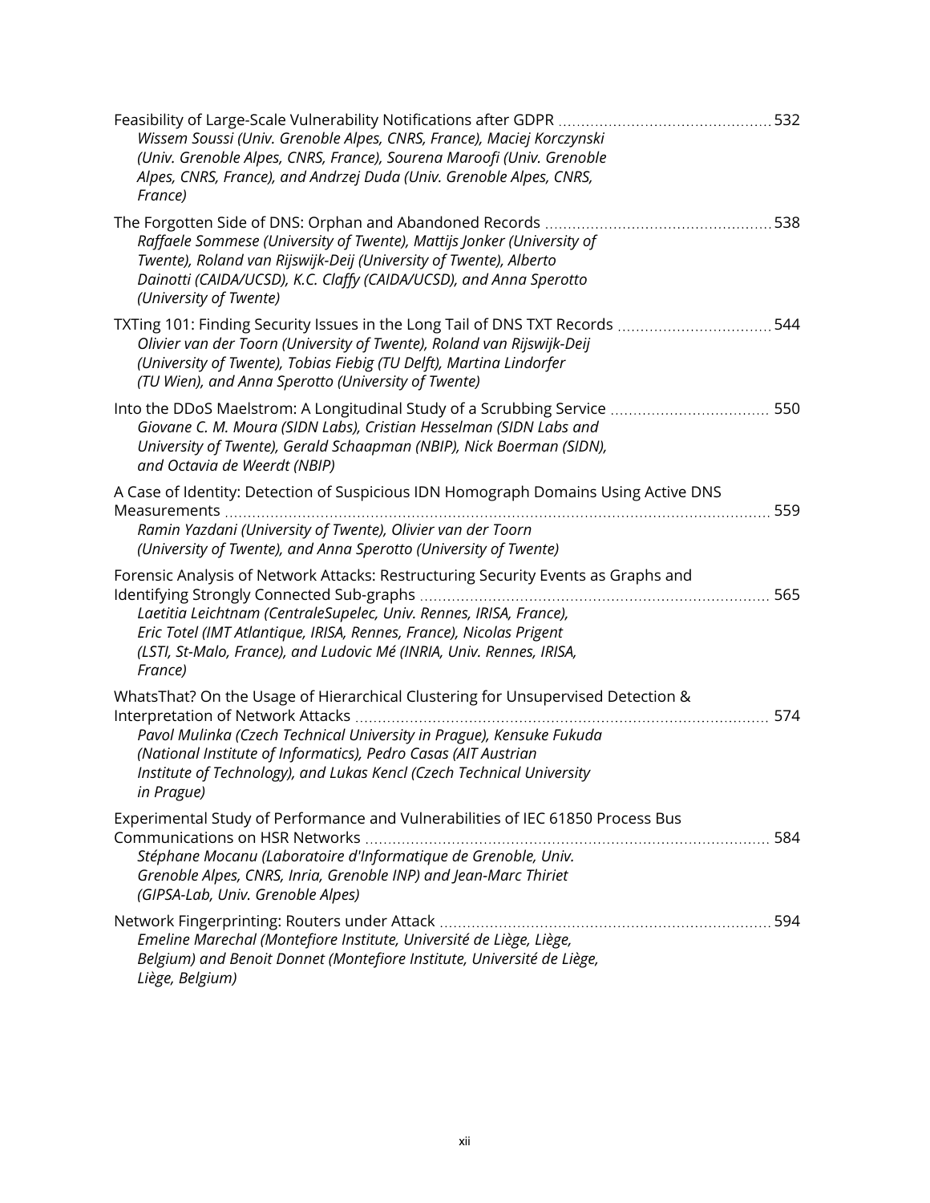Feasibility of Large-Scale Vulnerability Notifications after GDPR ............................................. 532
*Wissem Soussi (Univ. Grenoble Alpes, CNRS, France), Maciej Korczynski (Univ. Grenoble Alpes, CNRS, France), Sourena Maroofi (Univ. Grenoble Alpes, CNRS, France), and Andrzej Duda (Univ. Grenoble Alpes, CNRS, France)*

The Forgotten Side of DNS: Orphan and Abandoned Records ................................................ 538
*Raffaele Sommese (University of Twente), Mattijs Jonker (University of Twente), Roland van Rijswijk-Deij (University of Twente), Alberto Dainotti (CAIDA/UCSD), K.C. Claffy (CAIDA/UCSD), and Anna Sperotto (University of Twente)*

TXTing 101: Finding Security Issues in the Long Tail of DNS TXT Records ................................. 544
*Olivier van der Toorn (University of Twente), Roland van Rijswijk-Deij (University of Twente), Tobias Fiebig (TU Delft), Martina Lindorfer (TU Wien), and Anna Sperotto (University of Twente)*

Into the DDoS Maelstrom: A Longitudinal Study of a Scrubbing Service .................................. 550
*Giovane C. M. Moura (SIDN Labs), Cristian Hesselman (SIDN Labs and University of Twente), Gerald Schaapman (NBIP), Nick Boerman (SIDN), and Octavia de Weerdt (NBIP)*

A Case of Identity: Detection of Suspicious IDN Homograph Domains Using Active DNS Measurements ............................................................................................................... 559
*Ramin Yazdani (University of Twente), Olivier van der Toorn (University of Twente), and Anna Sperotto (University of Twente)*

Forensic Analysis of Network Attacks: Restructuring Security Events as Graphs and Identifying Strongly Connected Sub-graphs ........................................................................... 565
*Laetitia Leichtnam (CentraleSupelec, Univ. Rennes, IRISA, France), Eric Totel (IMT Atlantique, IRISA, Rennes, France), Nicolas Prigent (LSTI, St-Malo, France), and Ludovic Mé (INRIA, Univ. Rennes, IRISA, France)*

WhatsThat? On the Usage of Hierarchical Clustering for Unsupervised Detection & Interpretation of Network Attacks .......................................................................................... 574
*Pavol Mulinka (Czech Technical University in Prague), Kensuke Fukuda (National Institute of Informatics), Pedro Casas (AIT Austrian Institute of Technology), and Lukas Kencl (Czech Technical University in Prague)*

Experimental Study of Performance and Vulnerabilities of IEC 61850 Process Bus Communications on HSR Networks ........................................................................................ 584
*Stéphane Mocanu (Laboratoire d'Informatique de Grenoble, Univ. Grenoble Alpes, CNRS, Inria, Grenoble INP) and Jean-Marc Thiriet (GIPSA-Lab, Univ. Grenoble Alpes)*

Network Fingerprinting: Routers under Attack ........................................................................ 594
*Emeline Marechal (Montefiore Institute, Université de Liège, Liège, Belgium) and Benoit Donnet (Montefiore Institute, Université de Liège, Liège, Belgium)*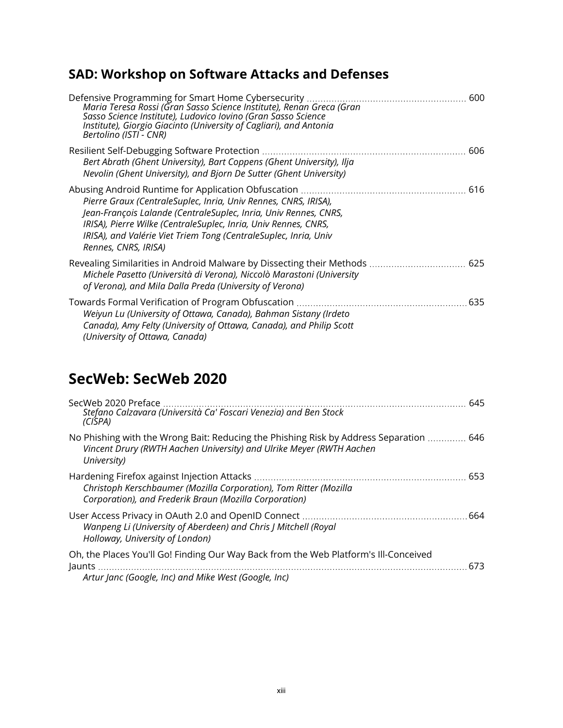## SAD: Workshop on Software Attacks and Defenses

Defensive Programming for Smart Home Cybersecurity ........ 600
*Maria Teresa Rossi (Gran Sasso Science Institute), Renan Greca (Gran Sasso Science Institute), Ludovico Iovino (Gran Sasso Science Institute), Giorgio Giacinto (University of Cagliari), and Antonia Bertolino (ISTI - CNR)*

Resilient Self-Debugging Software Protection ........ 606
*Bert Abrath (Ghent University), Bart Coppens (Ghent University), Ilja Nevolin (Ghent University), and Bjorn De Sutter (Ghent University)*

Abusing Android Runtime for Application Obfuscation ........ 616
*Pierre Graux (CentraleSuplec, Inria, Univ Rennes, CNRS, IRISA), Jean-François Lalande (CentraleSuplec, Inria, Univ Rennes, CNRS, IRISA), Pierre Wilke (CentraleSuplec, Inria, Univ Rennes, CNRS, IRISA), and Valérie Viet Triem Tong (CentraleSuplec, Inria, Univ Rennes, CNRS, IRISA)*

Revealing Similarities in Android Malware by Dissecting their Methods ........ 625
*Michele Pasetto (Università di Verona), Niccolò Marastoni (University of Verona), and Mila Dalla Preda (University of Verona)*

Towards Formal Verification of Program Obfuscation ........ 635
*Weiyun Lu (University of Ottawa, Canada), Bahman Sistany (Irdeto Canada), Amy Felty (University of Ottawa, Canada), and Philip Scott (University of Ottawa, Canada)*

## SecWeb: SecWeb 2020

SecWeb 2020 Preface ........ 645
*Stefano Calzavara (Università Ca' Foscari Venezia) and Ben Stock (CISPA)*

No Phishing with the Wrong Bait: Reducing the Phishing Risk by Address Separation ........ 646
*Vincent Drury (RWTH Aachen University) and Ulrike Meyer (RWTH Aachen University)*

Hardening Firefox against Injection Attacks ........ 653
*Christoph Kerschbaumer (Mozilla Corporation), Tom Ritter (Mozilla Corporation), and Frederik Braun (Mozilla Corporation)*

User Access Privacy in OAuth 2.0 and OpenID Connect ........ 664
*Wanpeng Li (University of Aberdeen) and Chris J Mitchell (Royal Holloway, University of London)*

Oh, the Places You'll Go! Finding Our Way Back from the Web Platform's Ill-Conceived Jaunts ........ 673
*Artur Janc (Google, Inc) and Mike West (Google, Inc)*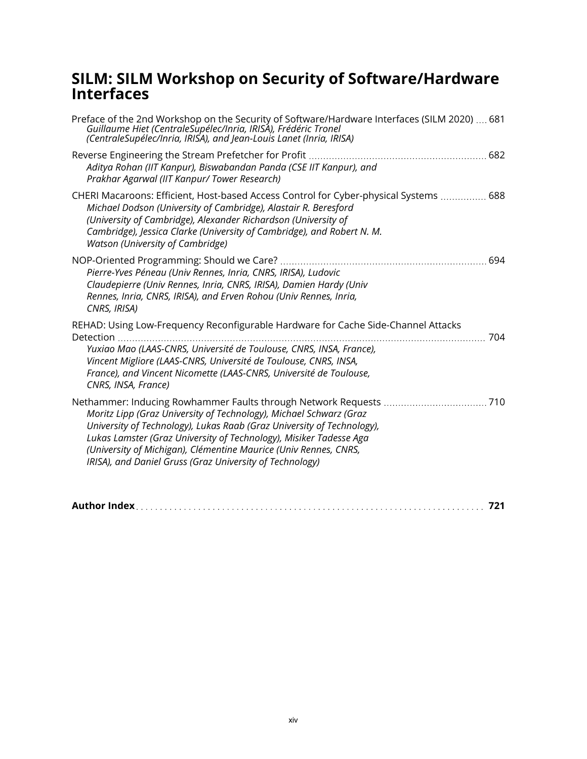## SILM: SILM Workshop on Security of Software/Hardware Interfaces

Preface of the 2nd Workshop on the Security of Software/Hardware Interfaces (SILM 2020) .... 681
*Guillaume Hiet (CentraleSupélec/Inria, IRISA), Frédéric Tronel (CentraleSupélec/Inria, IRISA), and Jean-Louis Lanet (Inria, IRISA)*

Reverse Engineering the Stream Prefetcher for Profit .......... 682
*Aditya Rohan (IIT Kanpur), Biswabandan Panda (CSE IIT Kanpur), and Prakhar Agarwal (IIT Kanpur/ Tower Research)*

CHERI Macaroons: Efficient, Host-based Access Control for Cyber-physical Systems .......... 688
*Michael Dodson (University of Cambridge), Alastair R. Beresford (University of Cambridge), Alexander Richardson (University of Cambridge), Jessica Clarke (University of Cambridge), and Robert N. M. Watson (University of Cambridge)*

NOP-Oriented Programming: Should we Care? .......... 694
*Pierre-Yves Péneau (Univ Rennes, Inria, CNRS, IRISA), Ludovic Claudepierre (Univ Rennes, Inria, CNRS, IRISA), Damien Hardy (Univ Rennes, Inria, CNRS, IRISA), and Erven Rohou (Univ Rennes, Inria, CNRS, IRISA)*

REHAD: Using Low-Frequency Reconfigurable Hardware for Cache Side-Channel Attacks Detection .......... 704
*Yuxiao Mao (LAAS-CNRS, Université de Toulouse, CNRS, INSA, France), Vincent Migliore (LAAS-CNRS, Université de Toulouse, CNRS, INSA, France), and Vincent Nicomette (LAAS-CNRS, Université de Toulouse, CNRS, INSA, France)*

Nethammer: Inducing Rowhammer Faults through Network Requests .......... 710
*Moritz Lipp (Graz University of Technology), Michael Schwarz (Graz University of Technology), Lukas Raab (Graz University of Technology), Lukas Lamster (Graz University of Technology), Misiker Tadesse Aga (University of Michigan), Clémentine Maurice (Univ Rennes, CNRS, IRISA), and Daniel Gruss (Graz University of Technology)*

**Author Index** .......... **721**